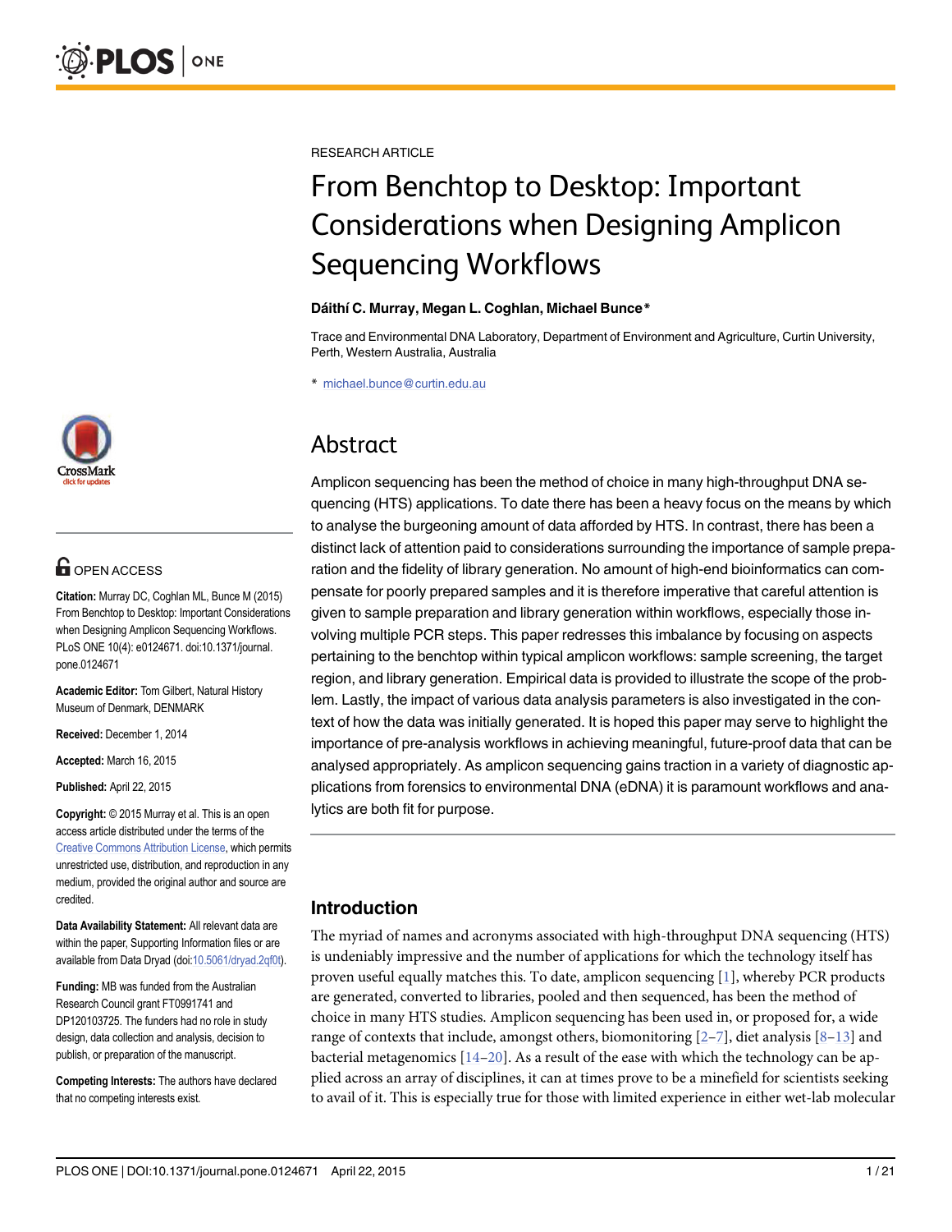RESEARCH ARTICLE

# From Benchtop to Desktop: Important Considerations when Designing Amplicon Sequencing Workflows

**Dáithí C. Murray, Megan L. Coghlan, Michael Bunce***

Trace and Environmental DNA Laboratory, Department of Environment and Agriculture, Curtin University, Perth, Western Australia, Australia

* michael.bunce@curtin.edu.au

OPEN ACCESS

**Citation:** Murray DC, Coghlan ML, Bunce M (2015) From Benchtop to Desktop: Important Considerations when Designing Amplicon Sequencing Workflows. PLoS ONE 10(4): e0124671. doi:10.1371/journal.pone.0124671

**Academic Editor:** Tom Gilbert, Natural History Museum of Denmark, DENMARK

**Received:** December 1, 2014

**Accepted:** March 16, 2015

**Published:** April 22, 2015

**Copyright:** © 2015 Murray et al. This is an open access article distributed under the terms of the Creative Commons Attribution License, which permits unrestricted use, distribution, and reproduction in any medium, provided the original author and source are credited.

**Data Availability Statement:** All relevant data are within the paper, Supporting Information files or are available from Data Dryad (doi:10.5061/dryad.2qf0t).

**Funding:** MB was funded from the Australian Research Council grant FT0991741 and DP120103725. The funders had no role in study design, data collection and analysis, decision to publish, or preparation of the manuscript.

**Competing Interests:** The authors have declared that no competing interests exist.

## Abstract

Amplicon sequencing has been the method of choice in many high-throughput DNA sequencing (HTS) applications. To date there has been a heavy focus on the means by which to analyse the burgeoning amount of data afforded by HTS. In contrast, there has been a distinct lack of attention paid to considerations surrounding the importance of sample preparation and the fidelity of library generation. No amount of high-end bioinformatics can compensate for poorly prepared samples and it is therefore imperative that careful attention is given to sample preparation and library generation within workflows, especially those involving multiple PCR steps. This paper redresses this imbalance by focusing on aspects pertaining to the benchtop within typical amplicon workflows: sample screening, the target region, and library generation. Empirical data is provided to illustrate the scope of the problem. Lastly, the impact of various data analysis parameters is also investigated in the context of how the data was initially generated. It is hoped this paper may serve to highlight the importance of pre-analysis workflows in achieving meaningful, future-proof data that can be analysed appropriately. As amplicon sequencing gains traction in a variety of diagnostic applications from forensics to environmental DNA (eDNA) it is paramount workflows and analytics are both fit for purpose.

## Introduction

The myriad of names and acronyms associated with high-throughput DNA sequencing (HTS) is undeniably impressive and the number of applications for which the technology itself has proven useful equally matches this. To date, amplicon sequencing [1], whereby PCR products are generated, converted to libraries, pooled and then sequenced, has been the method of choice in many HTS studies. Amplicon sequencing has been used in, or proposed for, a wide range of contexts that include, amongst others, biomonitoring [2–7], diet analysis [8–13] and bacterial metagenomics [14–20]. As a result of the ease with which the technology can be applied across an array of disciplines, it can at times prove to be a minefield for scientists seeking to avail of it. This is especially true for those with limited experience in either wet-lab molecular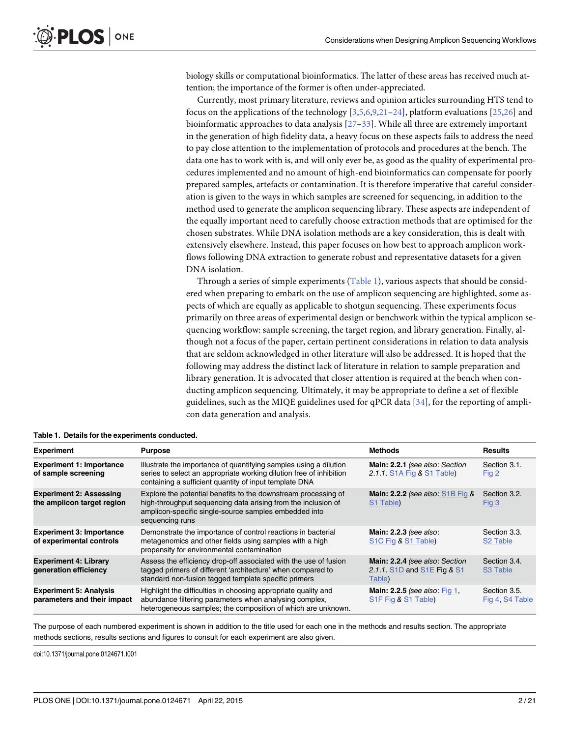biology skills or computational bioinformatics. The latter of these areas has received much attention; the importance of the former is often under-appreciated.

Currently, most primary literature, reviews and opinion articles surrounding HTS tend to focus on the applications of the technology [3,5,6,9,21–24], platform evaluations [25,26] and bioinformatic approaches to data analysis [27–33]. While all three are extremely important in the generation of high fidelity data, a heavy focus on these aspects fails to address the need to pay close attention to the implementation of protocols and procedures at the bench. The data one has to work with is, and will only ever be, as good as the quality of experimental procedures implemented and no amount of high-end bioinformatics can compensate for poorly prepared samples, artefacts or contamination. It is therefore imperative that careful consideration is given to the ways in which samples are screened for sequencing, in addition to the method used to generate the amplicon sequencing library. These aspects are independent of the equally important need to carefully choose extraction methods that are optimised for the chosen substrates. While DNA isolation methods are a key consideration, this is dealt with extensively elsewhere. Instead, this paper focuses on how best to approach amplicon workflows following DNA extraction to generate robust and representative datasets for a given DNA isolation.

Through a series of simple experiments (Table 1), various aspects that should be considered when preparing to embark on the use of amplicon sequencing are highlighted, some aspects of which are equally as applicable to shotgun sequencing. These experiments focus primarily on three areas of experimental design or benchwork within the typical amplicon sequencing workflow: sample screening, the target region, and library generation. Finally, although not a focus of the paper, certain pertinent considerations in relation to data analysis that are seldom acknowledged in other literature will also be addressed. It is hoped that the following may address the distinct lack of literature in relation to sample preparation and library generation. It is advocated that closer attention is required at the bench when conducting amplicon sequencing. Ultimately, it may be appropriate to define a set of flexible guidelines, such as the MIQE guidelines used for qPCR data [34], for the reporting of amplicon data generation and analysis.

**Table 1. Details for the experiments conducted.**

| Experiment | Purpose | Methods | Results |
|---|---|---|---|
| **Experiment 1: Importance of sample screening** | Illustrate the importance of quantifying samples using a dilution series to select an appropriate working dilution free of inhibition containing a sufficient quantity of input template DNA | **Main: 2.2.1** *(see also: Section 2.1.1.* S1A Fig *&* S1 Table*)* | Section 3.1. Fig 2 |
| **Experiment 2: Assessing the amplicon target region** | Explore the potential benefits to the downstream processing of high-throughput sequencing data arising from the inclusion of amplicon-specific single-source samples embedded into sequencing runs | **Main: 2.2.2** *(see also:* S1B Fig *&* S1 Table*)* | Section 3.2. Fig 3 |
| **Experiment 3: Importance of experimental controls** | Demonstrate the importance of control reactions in bacterial metagenomics and other fields using samples with a high propensity for environmental contamination | **Main: 2.2.3** *(see also:* S1C Fig *&* S1 Table*)* | Section 3.3. S2 Table |
| **Experiment 4: Library generation efficiency** | Assess the efficiency drop-off associated with the use of fusion tagged primers of different 'architecture' when compared to standard non-fusion tagged template specific primers | **Main: 2.2.4** *(see also: Section 2.1.1.* S1D *and* S1E *Fig &* S1 Table*)* | Section 3.4. S3 Table |
| **Experiment 5: Analysis parameters and their impact** | Highlight the difficulties in choosing appropriate quality and abundance filtering parameters when analysing complex, heterogeneous samples; the composition of which are unknown. | **Main: 2.2.5** *(see also:* Fig 1*,* S1F Fig *&* S1 Table*)* | Section 3.5. Fig 4, S4 Table |

The purpose of each numbered experiment is shown in addition to the title used for each one in the methods and results section. The appropriate methods sections, results sections and figures to consult for each experiment are also given.

doi:10.1371/journal.pone.0124671.t001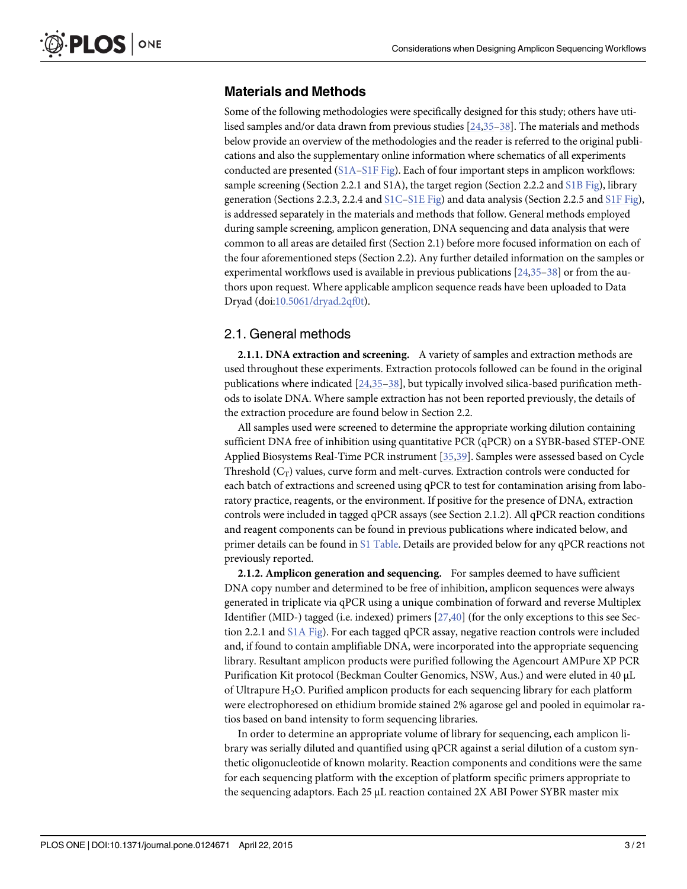## Materials and Methods

Some of the following methodologies were specifically designed for this study; others have utilised samples and/or data drawn from previous studies [24,35–38]. The materials and methods below provide an overview of the methodologies and the reader is referred to the original publications and also the supplementary online information where schematics of all experiments conducted are presented (S1A–S1F Fig). Each of four important steps in amplicon workflows: sample screening (Section 2.2.1 and S1A), the target region (Section 2.2.2 and S1B Fig), library generation (Sections 2.2.3, 2.2.4 and S1C–S1E Fig) and data analysis (Section 2.2.5 and S1F Fig), is addressed separately in the materials and methods that follow. General methods employed during sample screening, amplicon generation, DNA sequencing and data analysis that were common to all areas are detailed first (Section 2.1) before more focused information on each of the four aforementioned steps (Section 2.2). Any further detailed information on the samples or experimental workflows used is available in previous publications [24,35–38] or from the authors upon request. Where applicable amplicon sequence reads have been uploaded to Data Dryad (doi:10.5061/dryad.2qf0t).

### 2.1. General methods

**2.1.1. DNA extraction and screening.** A variety of samples and extraction methods are used throughout these experiments. Extraction protocols followed can be found in the original publications where indicated [24,35–38], but typically involved silica-based purification methods to isolate DNA. Where sample extraction has not been reported previously, the details of the extraction procedure are found below in Section 2.2.

All samples used were screened to determine the appropriate working dilution containing sufficient DNA free of inhibition using quantitative PCR (qPCR) on a SYBR-based STEP-ONE Applied Biosystems Real-Time PCR instrument [35,39]. Samples were assessed based on Cycle Threshold ($C_T$) values, curve form and melt-curves. Extraction controls were conducted for each batch of extractions and screened using qPCR to test for contamination arising from laboratory practice, reagents, or the environment. If positive for the presence of DNA, extraction controls were included in tagged qPCR assays (see Section 2.1.2). All qPCR reaction conditions and reagent components can be found in previous publications where indicated below, and primer details can be found in S1 Table. Details are provided below for any qPCR reactions not previously reported.

**2.1.2. Amplicon generation and sequencing.** For samples deemed to have sufficient DNA copy number and determined to be free of inhibition, amplicon sequences were always generated in triplicate via qPCR using a unique combination of forward and reverse Multiplex Identifier (MID-) tagged (i.e. indexed) primers [27,40] (for the only exceptions to this see Section 2.2.1 and S1A Fig). For each tagged qPCR assay, negative reaction controls were included and, if found to contain amplifiable DNA, were incorporated into the appropriate sequencing library. Resultant amplicon products were purified following the Agencourt AMPure XP PCR Purification Kit protocol (Beckman Coulter Genomics, NSW, Aus.) and were eluted in 40 μL of Ultrapure $H_2O$. Purified amplicon products for each sequencing library for each platform were electrophoresed on ethidium bromide stained 2% agarose gel and pooled in equimolar ratios based on band intensity to form sequencing libraries.

In order to determine an appropriate volume of library for sequencing, each amplicon library was serially diluted and quantified using qPCR against a serial dilution of a custom synthetic oligonucleotide of known molarity. Reaction components and conditions were the same for each sequencing platform with the exception of platform specific primers appropriate to the sequencing adaptors. Each 25 μL reaction contained 2X ABI Power SYBR master mix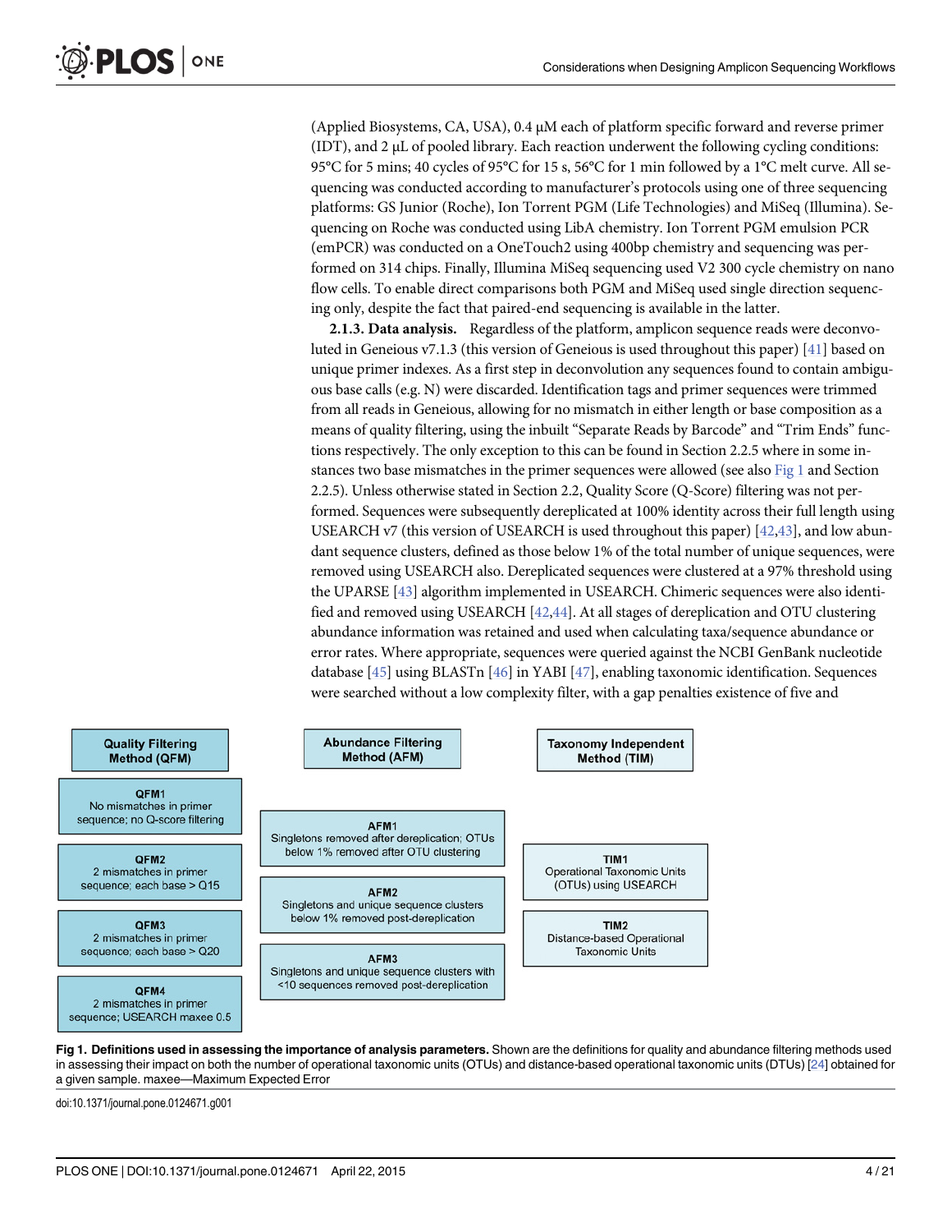(Applied Biosystems, CA, USA), 0.4 μM each of platform specific forward and reverse primer (IDT), and 2 μL of pooled library. Each reaction underwent the following cycling conditions: 95°C for 5 mins; 40 cycles of 95°C for 15 s, 56°C for 1 min followed by a 1°C melt curve. All sequencing was conducted according to manufacturer's protocols using one of three sequencing platforms: GS Junior (Roche), Ion Torrent PGM (Life Technologies) and MiSeq (Illumina). Sequencing on Roche was conducted using LibA chemistry. Ion Torrent PGM emulsion PCR (emPCR) was conducted on a OneTouch2 using 400bp chemistry and sequencing was performed on 314 chips. Finally, Illumina MiSeq sequencing used V2 300 cycle chemistry on nano flow cells. To enable direct comparisons both PGM and MiSeq used single direction sequencing only, despite the fact that paired-end sequencing is available in the latter.

**2.1.3. Data analysis.** Regardless of the platform, amplicon sequence reads were deconvoluted in Geneious v7.1.3 (this version of Geneious is used throughout this paper) [41] based on unique primer indexes. As a first step in deconvolution any sequences found to contain ambiguous base calls (e.g. N) were discarded. Identification tags and primer sequences were trimmed from all reads in Geneious, allowing for no mismatch in either length or base composition as a means of quality filtering, using the inbuilt "Separate Reads by Barcode" and "Trim Ends" functions respectively. The only exception to this can be found in Section 2.2.5 where in some instances two base mismatches in the primer sequences were allowed (see also Fig 1 and Section 2.2.5). Unless otherwise stated in Section 2.2, Quality Score (Q-Score) filtering was not performed. Sequences were subsequently dereplicated at 100% identity across their full length using USEARCH v7 (this version of USEARCH is used throughout this paper) [42,43], and low abundant sequence clusters, defined as those below 1% of the total number of unique sequences, were removed using USEARCH also. Dereplicated sequences were clustered at a 97% threshold using the UPARSE [43] algorithm implemented in USEARCH. Chimeric sequences were also identified and removed using USEARCH [42,44]. At all stages of dereplication and OTU clustering abundance information was retained and used when calculating taxa/sequence abundance or error rates. Where appropriate, sequences were queried against the NCBI GenBank nucleotide database [45] using BLASTn [46] in YABI [47], enabling taxonomic identification. Sequences were searched without a low complexity filter, with a gap penalties existence of five and

| Quality Filtering Method (QFM) | Abundance Filtering Method (AFM) | Taxonomy Independent Method (TIM) |
|---|---|---|
| QFM1: No mismatches in primer sequence; no Q-score filtering | AFM1: Singletons removed after dereplication; OTUs below 1% removed after OTU clustering | TIM1: Operational Taxonomic Units (OTUs) using USEARCH |
| QFM2: 2 mismatches in primer sequence; each base > Q15 | AFM2: Singletons and unique sequence clusters below 1% removed post-dereplication | TIM2: Distance-based Operational Taxonomic Units |
| QFM3: 2 mismatches in primer sequence; each base > Q20 | AFM3: Singletons and unique sequence clusters with <10 sequences removed post-dereplication | |
| QFM4: 2 mismatches in primer sequence; USEARCH maxee 0.5 | | |

**Fig 1. Definitions used in assessing the importance of analysis parameters.** Shown are the definitions for quality and abundance filtering methods used in assessing their impact on both the number of operational taxonomic units (OTUs) and distance-based operational taxonomic units (DTUs) [24] obtained for a given sample. maxee—Maximum Expected Error

doi:10.1371/journal.pone.0124671.g001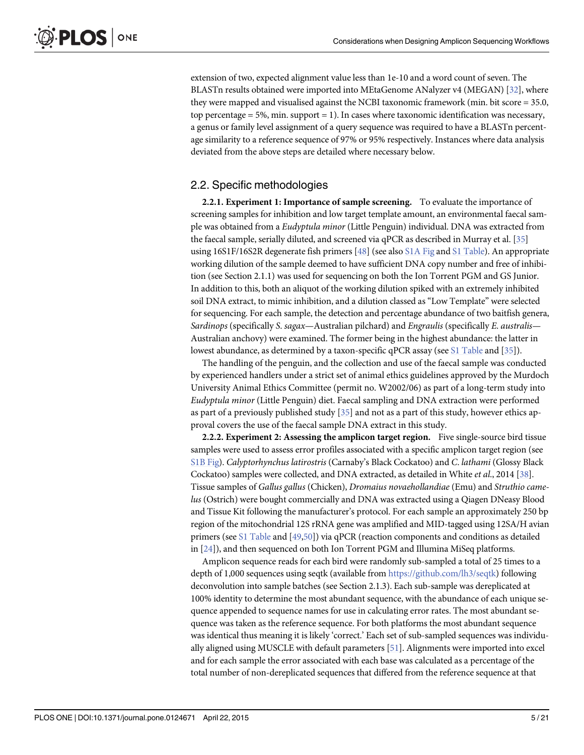extension of two, expected alignment value less than 1e-10 and a word count of seven. The BLASTn results obtained were imported into MEtaGenome ANalyzer v4 (MEGAN) [32], where they were mapped and visualised against the NCBI taxonomic framework (min. bit score = 35.0, top percentage = 5%, min. support = 1). In cases where taxonomic identification was necessary, a genus or family level assignment of a query sequence was required to have a BLASTn percentage similarity to a reference sequence of 97% or 95% respectively. Instances where data analysis deviated from the above steps are detailed where necessary below.

## 2.2. Specific methodologies

**2.2.1. Experiment 1: Importance of sample screening.** To evaluate the importance of screening samples for inhibition and low target template amount, an environmental faecal sample was obtained from a *Eudyptula minor* (Little Penguin) individual. DNA was extracted from the faecal sample, serially diluted, and screened via qPCR as described in Murray et al. [35] using 16S1F/16S2R degenerate fish primers [48] (see also S1A Fig and S1 Table). An appropriate working dilution of the sample deemed to have sufficient DNA copy number and free of inhibition (see Section 2.1.1) was used for sequencing on both the Ion Torrent PGM and GS Junior. In addition to this, both an aliquot of the working dilution spiked with an extremely inhibited soil DNA extract, to mimic inhibition, and a dilution classed as "Low Template" were selected for sequencing. For each sample, the detection and percentage abundance of two baitfish genera, *Sardinops* (specifically *S. sagax*—Australian pilchard) and *Engraulis* (specifically *E. australis*—Australian anchovy) were examined. The former being in the highest abundance: the latter in lowest abundance, as determined by a taxon-specific qPCR assay (see S1 Table and [35]).

The handling of the penguin, and the collection and use of the faecal sample was conducted by experienced handlers under a strict set of animal ethics guidelines approved by the Murdoch University Animal Ethics Committee (permit no. W2002/06) as part of a long-term study into *Eudyptula minor* (Little Penguin) diet. Faecal sampling and DNA extraction were performed as part of a previously published study [35] and not as a part of this study, however ethics approval covers the use of the faecal sample DNA extract in this study.

**2.2.2. Experiment 2: Assessing the amplicon target region.** Five single-source bird tissue samples were used to assess error profiles associated with a specific amplicon target region (see S1B Fig). *Calyptorhynchus latirostris* (Carnaby's Black Cockatoo) and *C. lathami* (Glossy Black Cockatoo) samples were collected, and DNA extracted, as detailed in White *et al*., 2014 [38]. Tissue samples of *Gallus gallus* (Chicken), *Dromaius novaehollandiae* (Emu) and *Struthio camelus* (Ostrich) were bought commercially and DNA was extracted using a Qiagen DNeasy Blood and Tissue Kit following the manufacturer's protocol. For each sample an approximately 250 bp region of the mitochondrial 12S rRNA gene was amplified and MID-tagged using 12SA/H avian primers (see S1 Table and [49,50]) via qPCR (reaction components and conditions as detailed in [24]), and then sequenced on both Ion Torrent PGM and Illumina MiSeq platforms.

Amplicon sequence reads for each bird were randomly sub-sampled a total of 25 times to a depth of 1,000 sequences using seqtk (available from https://github.com/lh3/seqtk) following deconvolution into sample batches (see Section 2.1.3). Each sub-sample was dereplicated at 100% identity to determine the most abundant sequence, with the abundance of each unique sequence appended to sequence names for use in calculating error rates. The most abundant sequence was taken as the reference sequence. For both platforms the most abundant sequence was identical thus meaning it is likely 'correct.' Each set of sub-sampled sequences was individually aligned using MUSCLE with default parameters [51]. Alignments were imported into excel and for each sample the error associated with each base was calculated as a percentage of the total number of non-dereplicated sequences that differed from the reference sequence at that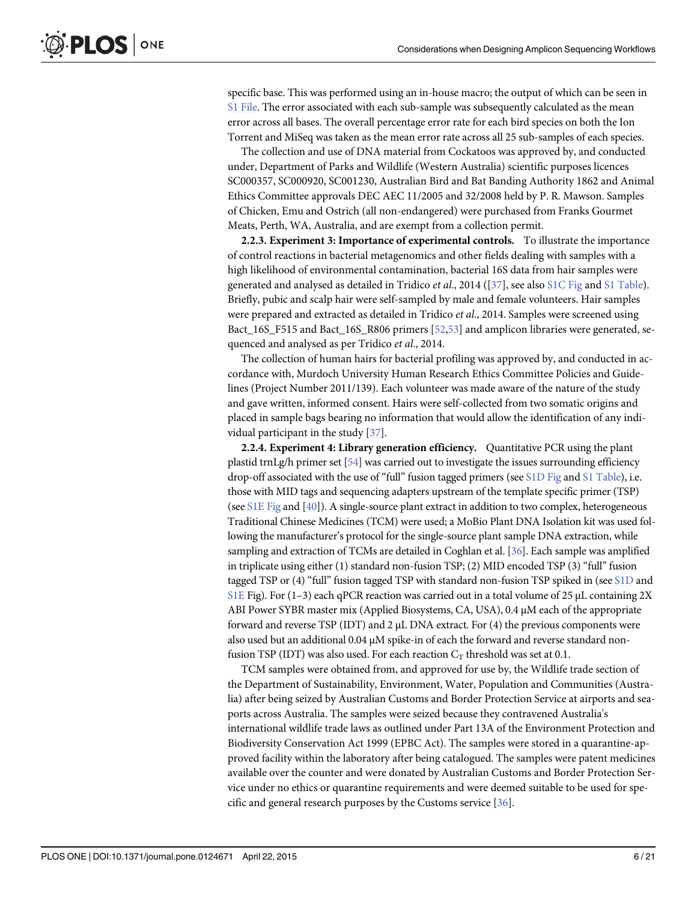specific base. This was performed using an in-house macro; the output of which can be seen in S1 File. The error associated with each sub-sample was subsequently calculated as the mean error across all bases. The overall percentage error rate for each bird species on both the Ion Torrent and MiSeq was taken as the mean error rate across all 25 sub-samples of each species.

The collection and use of DNA material from Cockatoos was approved by, and conducted under, Department of Parks and Wildlife (Western Australia) scientific purposes licences SC000357, SC000920, SC001230, Australian Bird and Bat Banding Authority 1862 and Animal Ethics Committee approvals DEC AEC 11/2005 and 32/2008 held by P. R. Mawson. Samples of Chicken, Emu and Ostrich (all non-endangered) were purchased from Franks Gourmet Meats, Perth, WA, Australia, and are exempt from a collection permit.

**2.2.3. Experiment 3: Importance of experimental controls.** To illustrate the importance of control reactions in bacterial metagenomics and other fields dealing with samples with a high likelihood of environmental contamination, bacterial 16S data from hair samples were generated and analysed as detailed in Tridico *et al*., 2014 ([37], see also S1C Fig and S1 Table). Briefly, pubic and scalp hair were self-sampled by male and female volunteers. Hair samples were prepared and extracted as detailed in Tridico *et al*., 2014. Samples were screened using Bact_16S_F515 and Bact_16S_R806 primers [52,53] and amplicon libraries were generated, sequenced and analysed as per Tridico *et al*., 2014.

The collection of human hairs for bacterial profiling was approved by, and conducted in accordance with, Murdoch University Human Research Ethics Committee Policies and Guidelines (Project Number 2011/139). Each volunteer was made aware of the nature of the study and gave written, informed consent. Hairs were self-collected from two somatic origins and placed in sample bags bearing no information that would allow the identification of any individual participant in the study [37].

**2.2.4. Experiment 4: Library generation efficiency.** Quantitative PCR using the plant plastid trnLg/h primer set [54] was carried out to investigate the issues surrounding efficiency drop-off associated with the use of "full" fusion tagged primers (see S1D Fig and S1 Table), i.e. those with MID tags and sequencing adapters upstream of the template specific primer (TSP) (see S1E Fig and [40]). A single-source plant extract in addition to two complex, heterogeneous Traditional Chinese Medicines (TCM) were used; a MoBio Plant DNA Isolation kit was used following the manufacturer's protocol for the single-source plant sample DNA extraction, while sampling and extraction of TCMs are detailed in Coghlan et al. [36]. Each sample was amplified in triplicate using either (1) standard non-fusion TSP; (2) MID encoded TSP (3) "full" fusion tagged TSP or (4) "full" fusion tagged TSP with standard non-fusion TSP spiked in (see S1D and S1E Fig). For (1–3) each qPCR reaction was carried out in a total volume of 25 μL containing 2X ABI Power SYBR master mix (Applied Biosystems, CA, USA), 0.4 μM each of the appropriate forward and reverse TSP (IDT) and 2 μL DNA extract. For (4) the previous components were also used but an additional 0.04 μM spike-in of each the forward and reverse standard non-fusion TSP (IDT) was also used. For each reaction $C_T$ threshold was set at 0.1.

TCM samples were obtained from, and approved for use by, the Wildlife trade section of the Department of Sustainability, Environment, Water, Population and Communities (Australia) after being seized by Australian Customs and Border Protection Service at airports and seaports across Australia. The samples were seized because they contravened Australia's international wildlife trade laws as outlined under Part 13A of the Environment Protection and Biodiversity Conservation Act 1999 (EPBC Act). The samples were stored in a quarantine-approved facility within the laboratory after being catalogued. The samples were patent medicines available over the counter and were donated by Australian Customs and Border Protection Service under no ethics or quarantine requirements and were deemed suitable to be used for specific and general research purposes by the Customs service [36].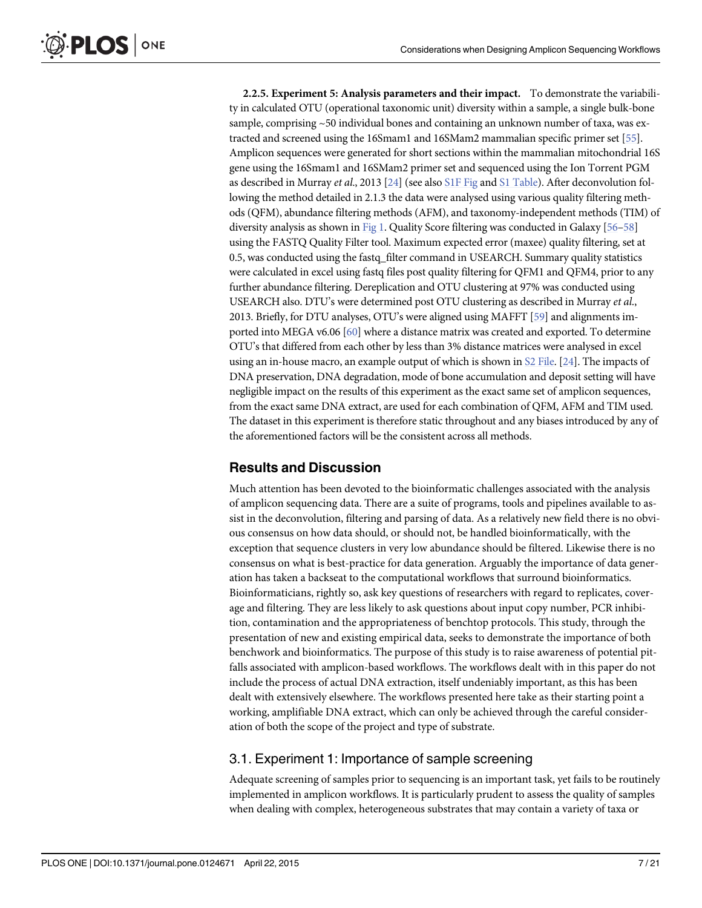**2.2.5. Experiment 5: Analysis parameters and their impact.** To demonstrate the variability in calculated OTU (operational taxonomic unit) diversity within a sample, a single bulk-bone sample, comprising ~50 individual bones and containing an unknown number of taxa, was extracted and screened using the 16Smam1 and 16SMam2 mammalian specific primer set [55]. Amplicon sequences were generated for short sections within the mammalian mitochondrial 16S gene using the 16Smam1 and 16SMam2 primer set and sequenced using the Ion Torrent PGM as described in Murray *et al*., 2013 [24] (see also S1F Fig and S1 Table). After deconvolution following the method detailed in 2.1.3 the data were analysed using various quality filtering methods (QFM), abundance filtering methods (AFM), and taxonomy-independent methods (TIM) of diversity analysis as shown in Fig 1. Quality Score filtering was conducted in Galaxy [56–58] using the FASTQ Quality Filter tool. Maximum expected error (maxee) quality filtering, set at 0.5, was conducted using the fastq_filter command in USEARCH. Summary quality statistics were calculated in excel using fastq files post quality filtering for QFM1 and QFM4, prior to any further abundance filtering. Dereplication and OTU clustering at 97% was conducted using USEARCH also. DTU's were determined post OTU clustering as described in Murray *et al*., 2013. Briefly, for DTU analyses, OTU's were aligned using MAFFT [59] and alignments imported into MEGA v6.06 [60] where a distance matrix was created and exported. To determine OTU's that differed from each other by less than 3% distance matrices were analysed in excel using an in-house macro, an example output of which is shown in S2 File. [24]. The impacts of DNA preservation, DNA degradation, mode of bone accumulation and deposit setting will have negligible impact on the results of this experiment as the exact same set of amplicon sequences, from the exact same DNA extract, are used for each combination of QFM, AFM and TIM used. The dataset in this experiment is therefore static throughout and any biases introduced by any of the aforementioned factors will be the consistent across all methods.

## Results and Discussion

Much attention has been devoted to the bioinformatic challenges associated with the analysis of amplicon sequencing data. There are a suite of programs, tools and pipelines available to assist in the deconvolution, filtering and parsing of data. As a relatively new field there is no obvious consensus on how data should, or should not, be handled bioinformatically, with the exception that sequence clusters in very low abundance should be filtered. Likewise there is no consensus on what is best-practice for data generation. Arguably the importance of data generation has taken a backseat to the computational workflows that surround bioinformatics. Bioinformaticians, rightly so, ask key questions of researchers with regard to replicates, coverage and filtering. They are less likely to ask questions about input copy number, PCR inhibition, contamination and the appropriateness of benchtop protocols. This study, through the presentation of new and existing empirical data, seeks to demonstrate the importance of both benchwork and bioinformatics. The purpose of this study is to raise awareness of potential pitfalls associated with amplicon-based workflows. The workflows dealt with in this paper do not include the process of actual DNA extraction, itself undeniably important, as this has been dealt with extensively elsewhere. The workflows presented here take as their starting point a working, amplifiable DNA extract, which can only be achieved through the careful consideration of both the scope of the project and type of substrate.

### 3.1. Experiment 1: Importance of sample screening

Adequate screening of samples prior to sequencing is an important task, yet fails to be routinely implemented in amplicon workflows. It is particularly prudent to assess the quality of samples when dealing with complex, heterogeneous substrates that may contain a variety of taxa or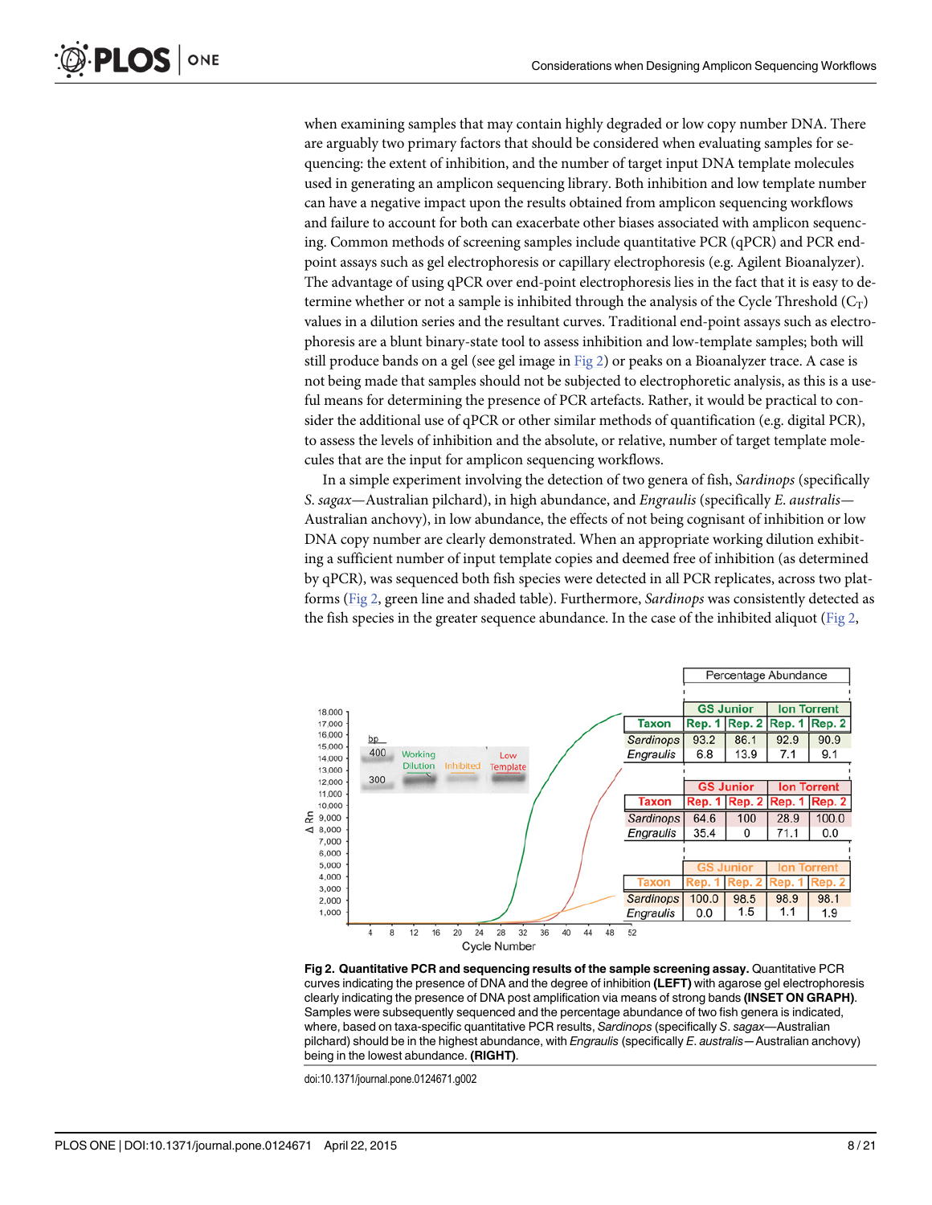when examining samples that may contain highly degraded or low copy number DNA. There are arguably two primary factors that should be considered when evaluating samples for sequencing: the extent of inhibition, and the number of target input DNA template molecules used in generating an amplicon sequencing library. Both inhibition and low template number can have a negative impact upon the results obtained from amplicon sequencing workflows and failure to account for both can exacerbate other biases associated with amplicon sequencing. Common methods of screening samples include quantitative PCR (qPCR) and PCR end-point assays such as gel electrophoresis or capillary electrophoresis (e.g. Agilent Bioanalyzer). The advantage of using qPCR over end-point electrophoresis lies in the fact that it is easy to determine whether or not a sample is inhibited through the analysis of the Cycle Threshold ($C_T$) values in a dilution series and the resultant curves. Traditional end-point assays such as electrophoresis are a blunt binary-state tool to assess inhibition and low-template samples; both will still produce bands on a gel (see gel image in Fig 2) or peaks on a Bioanalyzer trace. A case is not being made that samples should not be subjected to electrophoretic analysis, as this is a useful means for determining the presence of PCR artefacts. Rather, it would be practical to consider the additional use of qPCR or other similar methods of quantification (e.g. digital PCR), to assess the levels of inhibition and the absolute, or relative, number of target template molecules that are the input for amplicon sequencing workflows.

In a simple experiment involving the detection of two genera of fish, *Sardinops* (specifically *S. sagax*—Australian pilchard), in high abundance, and *Engraulis* (specifically *E. australis*—Australian anchovy), in low abundance, the effects of not being cognisant of inhibition or low DNA copy number are clearly demonstrated. When an appropriate working dilution exhibiting a sufficient number of input template copies and deemed free of inhibition (as determined by qPCR), was sequenced both fish species were detected in all PCR replicates, across two platforms (Fig 2, green line and shaded table). Furthermore, *Sardinops* was consistently detected as the fish species in the greater sequence abundance. In the case of the inhibited aliquot (Fig 2,

Percentage Abundance

| Taxon | GS Junior Rep. 1 | GS Junior Rep. 2 | Ion Torrent Rep. 1 | Ion Torrent Rep. 2 |
|---|---|---|---|---|
| *Sardinops* | 93.2 | 86.1 | 92.9 | 90.9 |
| *Engraulis* | 6.8 | 13.9 | 7.1 | 9.1 |

| Taxon | GS Junior Rep. 1 | GS Junior Rep. 2 | Ion Torrent Rep. 1 | Ion Torrent Rep. 2 |
|---|---|---|---|---|
| *Sardinops* | 64.6 | 100 | 28.9 | 100.0 |
| *Engraulis* | 35.4 | 0 | 71.1 | 0.0 |

| Taxon | GS Junior Rep. 1 | GS Junior Rep. 2 | Ion Torrent Rep. 1 | Ion Torrent Rep. 2 |
|---|---|---|---|---|
| *Sardinops* | 100.0 | 98.5 | 98.9 | 98.1 |
| *Engraulis* | 0.0 | 1.5 | 1.1 | 1.9 |

**Fig 2. Quantitative PCR and sequencing results of the sample screening assay.** Quantitative PCR curves indicating the presence of DNA and the degree of inhibition **(LEFT)** with agarose gel electrophoresis clearly indicating the presence of DNA post amplification via means of strong bands **(INSET ON GRAPH)**. Samples were subsequently sequenced and the percentage abundance of two fish genera is indicated, where, based on taxa-specific quantitative PCR results, *Sardinops* (specifically *S. sagax*—Australian pilchard) should be in the highest abundance, with *Engraulis* (specifically *E. australis*—Australian anchovy) being in the lowest abundance. **(RIGHT)**.

doi:10.1371/journal.pone.0124671.g002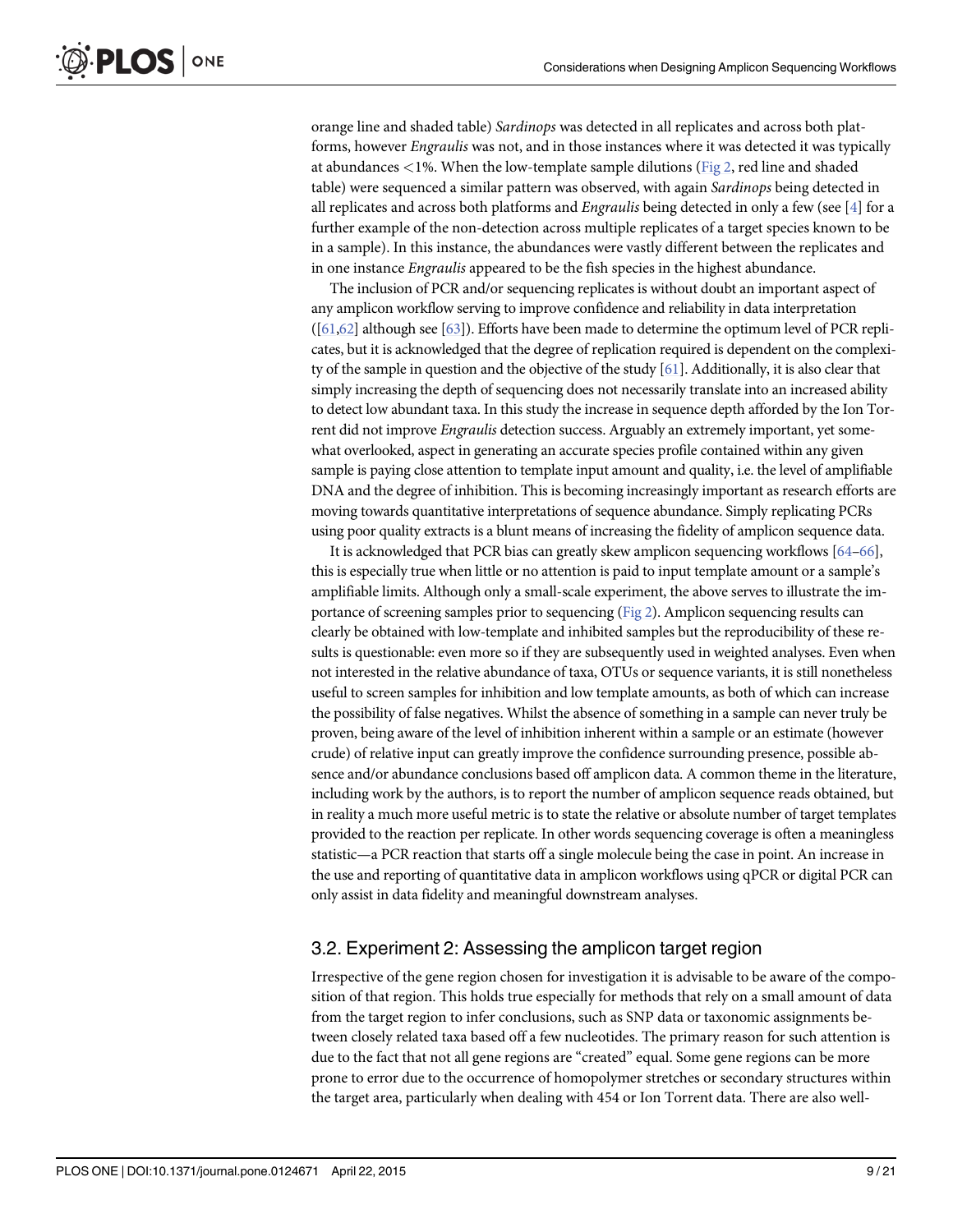orange line and shaded table) *Sardinops* was detected in all replicates and across both platforms, however *Engraulis* was not, and in those instances where it was detected it was typically at abundances <1%. When the low-template sample dilutions (Fig 2, red line and shaded table) were sequenced a similar pattern was observed, with again *Sardinops* being detected in all replicates and across both platforms and *Engraulis* being detected in only a few (see [4] for a further example of the non-detection across multiple replicates of a target species known to be in a sample). In this instance, the abundances were vastly different between the replicates and in one instance *Engraulis* appeared to be the fish species in the highest abundance.

The inclusion of PCR and/or sequencing replicates is without doubt an important aspect of any amplicon workflow serving to improve confidence and reliability in data interpretation ([61,62] although see [63]). Efforts have been made to determine the optimum level of PCR replicates, but it is acknowledged that the degree of replication required is dependent on the complexity of the sample in question and the objective of the study [61]. Additionally, it is also clear that simply increasing the depth of sequencing does not necessarily translate into an increased ability to detect low abundant taxa. In this study the increase in sequence depth afforded by the Ion Torrent did not improve *Engraulis* detection success. Arguably an extremely important, yet somewhat overlooked, aspect in generating an accurate species profile contained within any given sample is paying close attention to template input amount and quality, i.e. the level of amplifiable DNA and the degree of inhibition. This is becoming increasingly important as research efforts are moving towards quantitative interpretations of sequence abundance. Simply replicating PCRs using poor quality extracts is a blunt means of increasing the fidelity of amplicon sequence data.

It is acknowledged that PCR bias can greatly skew amplicon sequencing workflows [64–66], this is especially true when little or no attention is paid to input template amount or a sample's amplifiable limits. Although only a small-scale experiment, the above serves to illustrate the importance of screening samples prior to sequencing (Fig 2). Amplicon sequencing results can clearly be obtained with low-template and inhibited samples but the reproducibility of these results is questionable: even more so if they are subsequently used in weighted analyses. Even when not interested in the relative abundance of taxa, OTUs or sequence variants, it is still nonetheless useful to screen samples for inhibition and low template amounts, as both of which can increase the possibility of false negatives. Whilst the absence of something in a sample can never truly be proven, being aware of the level of inhibition inherent within a sample or an estimate (however crude) of relative input can greatly improve the confidence surrounding presence, possible absence and/or abundance conclusions based off amplicon data. A common theme in the literature, including work by the authors, is to report the number of amplicon sequence reads obtained, but in reality a much more useful metric is to state the relative or absolute number of target templates provided to the reaction per replicate. In other words sequencing coverage is often a meaningless statistic—a PCR reaction that starts off a single molecule being the case in point. An increase in the use and reporting of quantitative data in amplicon workflows using qPCR or digital PCR can only assist in data fidelity and meaningful downstream analyses.

## 3.2. Experiment 2: Assessing the amplicon target region

Irrespective of the gene region chosen for investigation it is advisable to be aware of the composition of that region. This holds true especially for methods that rely on a small amount of data from the target region to infer conclusions, such as SNP data or taxonomic assignments between closely related taxa based off a few nucleotides. The primary reason for such attention is due to the fact that not all gene regions are "created" equal. Some gene regions can be more prone to error due to the occurrence of homopolymer stretches or secondary structures within the target area, particularly when dealing with 454 or Ion Torrent data. There are also well-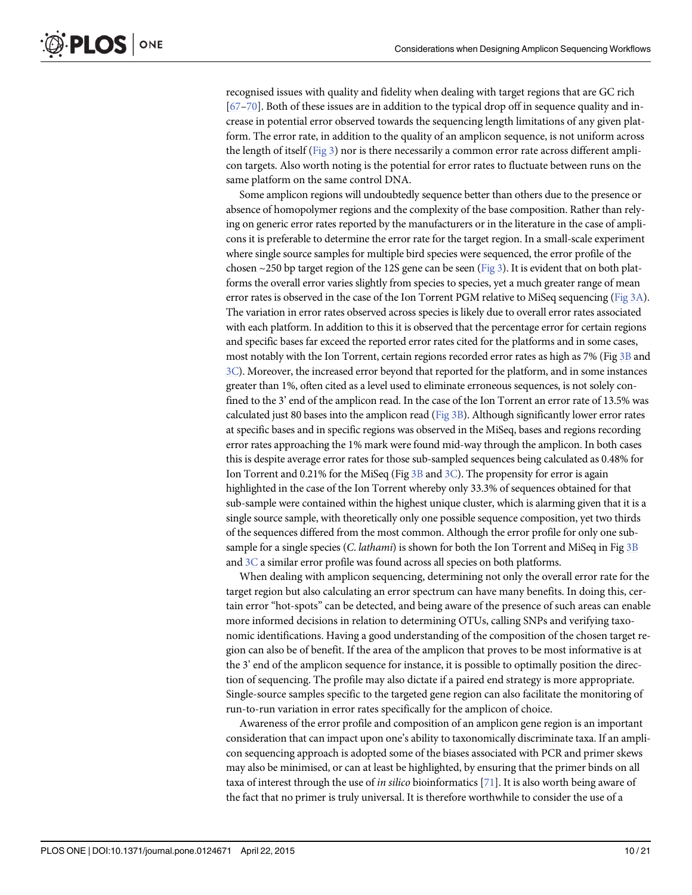recognised issues with quality and fidelity when dealing with target regions that are GC rich [67–70]. Both of these issues are in addition to the typical drop off in sequence quality and increase in potential error observed towards the sequencing length limitations of any given platform. The error rate, in addition to the quality of an amplicon sequence, is not uniform across the length of itself (Fig 3) nor is there necessarily a common error rate across different amplicon targets. Also worth noting is the potential for error rates to fluctuate between runs on the same platform on the same control DNA.

Some amplicon regions will undoubtedly sequence better than others due to the presence or absence of homopolymer regions and the complexity of the base composition. Rather than relying on generic error rates reported by the manufacturers or in the literature in the case of amplicons it is preferable to determine the error rate for the target region. In a small-scale experiment where single source samples for multiple bird species were sequenced, the error profile of the chosen ~250 bp target region of the 12S gene can be seen (Fig 3). It is evident that on both platforms the overall error varies slightly from species to species, yet a much greater range of mean error rates is observed in the case of the Ion Torrent PGM relative to MiSeq sequencing (Fig 3A). The variation in error rates observed across species is likely due to overall error rates associated with each platform. In addition to this it is observed that the percentage error for certain regions and specific bases far exceed the reported error rates cited for the platforms and in some cases, most notably with the Ion Torrent, certain regions recorded error rates as high as 7% (Fig 3B and 3C). Moreover, the increased error beyond that reported for the platform, and in some instances greater than 1%, often cited as a level used to eliminate erroneous sequences, is not solely confined to the 3' end of the amplicon read. In the case of the Ion Torrent an error rate of 13.5% was calculated just 80 bases into the amplicon read (Fig 3B). Although significantly lower error rates at specific bases and in specific regions was observed in the MiSeq, bases and regions recording error rates approaching the 1% mark were found mid-way through the amplicon. In both cases this is despite average error rates for those sub-sampled sequences being calculated as 0.48% for Ion Torrent and 0.21% for the MiSeq (Fig 3B and 3C). The propensity for error is again highlighted in the case of the Ion Torrent whereby only 33.3% of sequences obtained for that sub-sample were contained within the highest unique cluster, which is alarming given that it is a single source sample, with theoretically only one possible sequence composition, yet two thirds of the sequences differed from the most common. Although the error profile for only one sub-sample for a single species (*C. lathami*) is shown for both the Ion Torrent and MiSeq in Fig 3B and 3C a similar error profile was found across all species on both platforms.

When dealing with amplicon sequencing, determining not only the overall error rate for the target region but also calculating an error spectrum can have many benefits. In doing this, certain error "hot-spots" can be detected, and being aware of the presence of such areas can enable more informed decisions in relation to determining OTUs, calling SNPs and verifying taxonomic identifications. Having a good understanding of the composition of the chosen target region can also be of benefit. If the area of the amplicon that proves to be most informative is at the 3' end of the amplicon sequence for instance, it is possible to optimally position the direction of sequencing. The profile may also dictate if a paired end strategy is more appropriate. Single-source samples specific to the targeted gene region can also facilitate the monitoring of run-to-run variation in error rates specifically for the amplicon of choice.

Awareness of the error profile and composition of an amplicon gene region is an important consideration that can impact upon one's ability to taxonomically discriminate taxa. If an amplicon sequencing approach is adopted some of the biases associated with PCR and primer skews may also be minimised, or can at least be highlighted, by ensuring that the primer binds on all taxa of interest through the use of *in silico* bioinformatics [71]. It is also worth being aware of the fact that no primer is truly universal. It is therefore worthwhile to consider the use of a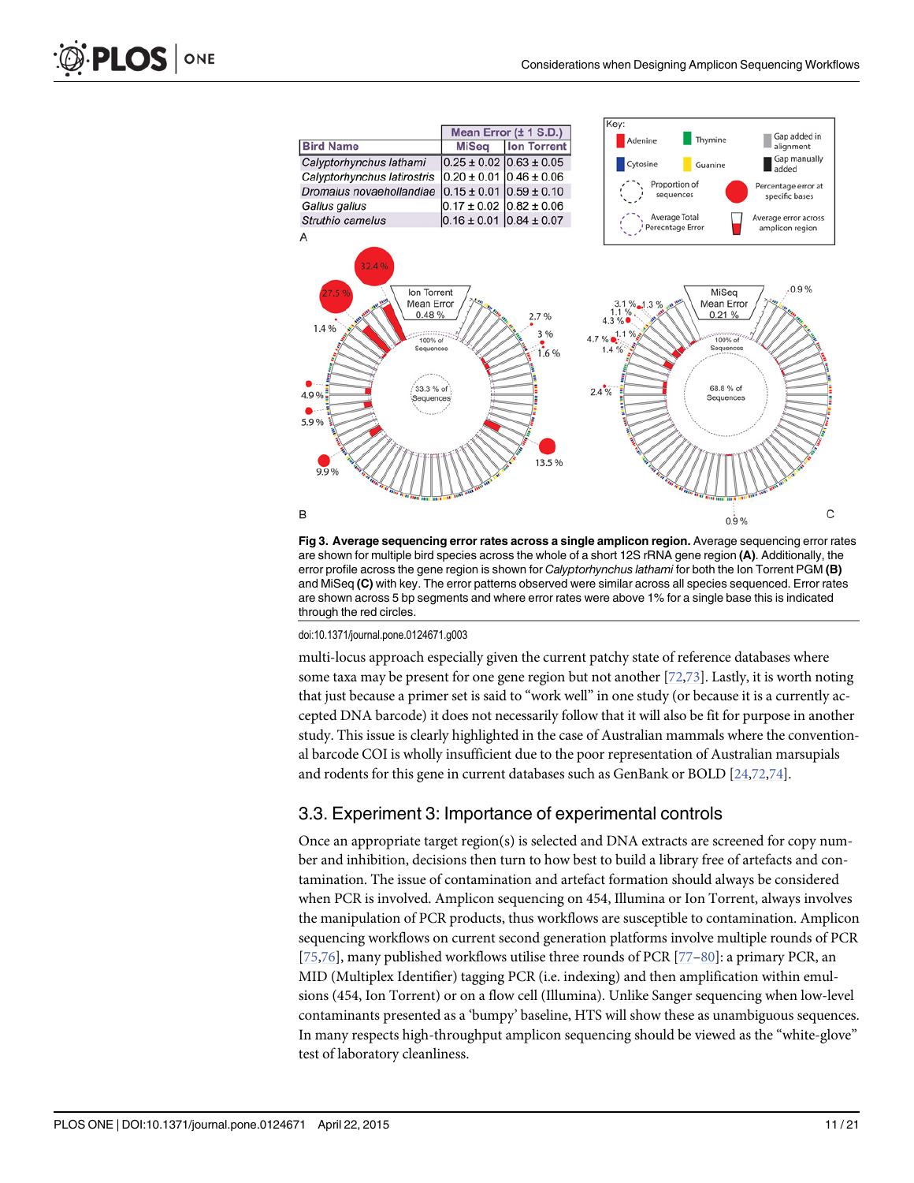| Bird Name | Mean Error (± 1 S.D.) | |
|---|---|---|
| | MiSeq | Ion Torrent |
| *Calyptorhynchus lathami* | 0.25 ± 0.02 | 0.63 ± 0.05 |
| *Calyptorhynchus latirostris* | 0.20 ± 0.01 | 0.46 ± 0.06 |
| *Dromaius novaehollandiae* | 0.15 ± 0.01 | 0.59 ± 0.10 |
| *Gallus gallus* | 0.17 ± 0.02 | 0.82 ± 0.06 |
| *Struthio camelus* | 0.16 ± 0.01 | 0.84 ± 0.07 |

**Fig 3. Average sequencing error rates across a single amplicon region.** Average sequencing error rates are shown for multiple bird species across the whole of a short 12S rRNA gene region **(A)**. Additionally, the error profile across the gene region is shown for *Calyptorhynchus lathami* for both the Ion Torrent PGM **(B)** and MiSeq **(C)** with key. The error patterns observed were similar across all species sequenced. Error rates are shown across 5 bp segments and where error rates were above 1% for a single base this is indicated through the red circles.

doi:10.1371/journal.pone.0124671.g003

multi-locus approach especially given the current patchy state of reference databases where some taxa may be present for one gene region but not another [72,73]. Lastly, it is worth noting that just because a primer set is said to "work well" in one study (or because it is a currently accepted DNA barcode) it does not necessarily follow that it will also be fit for purpose in another study. This issue is clearly highlighted in the case of Australian mammals where the conventional barcode COI is wholly insufficient due to the poor representation of Australian marsupials and rodents for this gene in current databases such as GenBank or BOLD [24,72,74].

## 3.3. Experiment 3: Importance of experimental controls

Once an appropriate target region(s) is selected and DNA extracts are screened for copy number and inhibition, decisions then turn to how best to build a library free of artefacts and contamination. The issue of contamination and artefact formation should always be considered when PCR is involved. Amplicon sequencing on 454, Illumina or Ion Torrent, always involves the manipulation of PCR products, thus workflows are susceptible to contamination. Amplicon sequencing workflows on current second generation platforms involve multiple rounds of PCR [75,76], many published workflows utilise three rounds of PCR [77–80]: a primary PCR, an MID (Multiplex Identifier) tagging PCR (i.e. indexing) and then amplification within emulsions (454, Ion Torrent) or on a flow cell (Illumina). Unlike Sanger sequencing when low-level contaminants presented as a 'bumpy' baseline, HTS will show these as unambiguous sequences. In many respects high-throughput amplicon sequencing should be viewed as the "white-glove" test of laboratory cleanliness.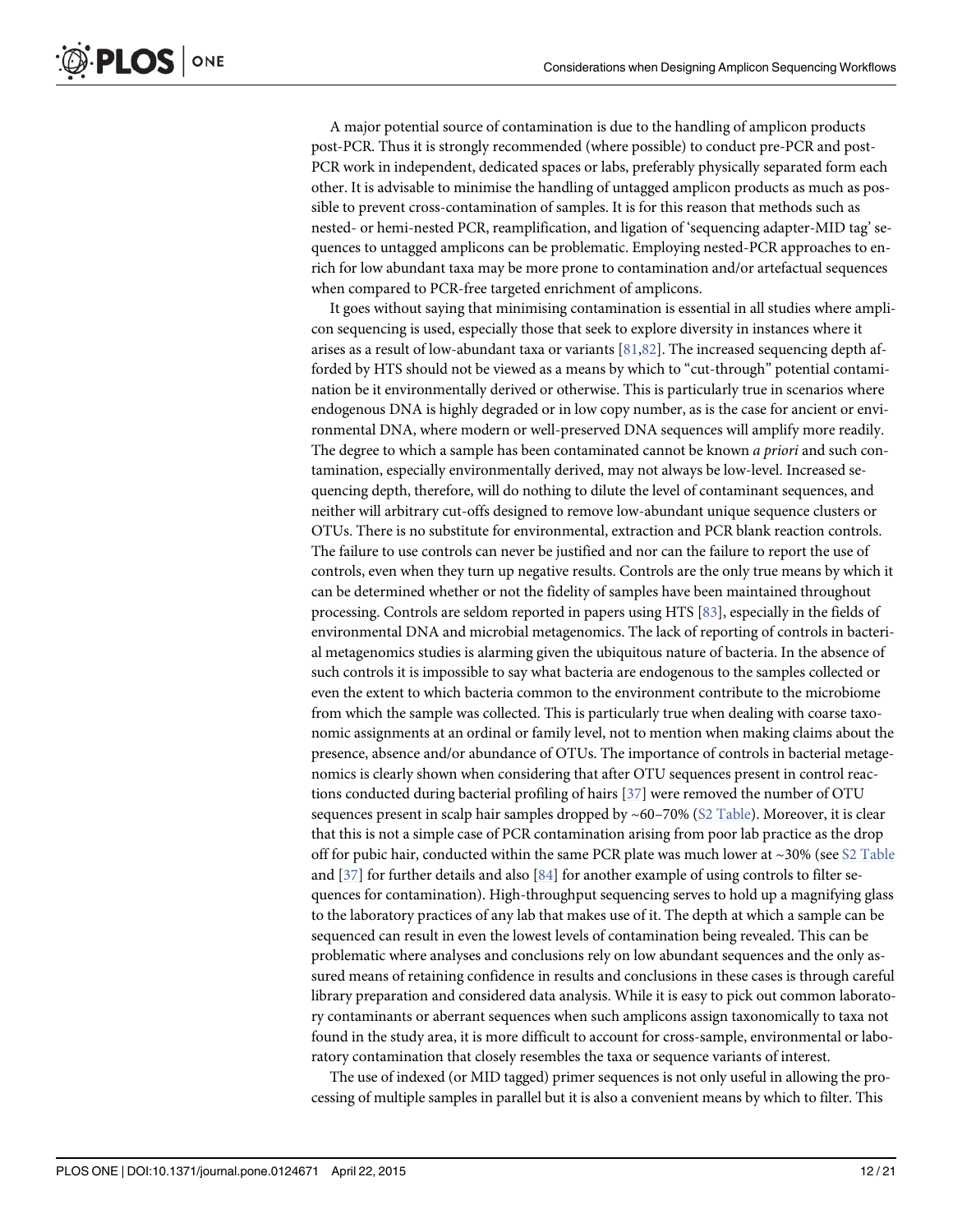A major potential source of contamination is due to the handling of amplicon products post-PCR. Thus it is strongly recommended (where possible) to conduct pre-PCR and post-PCR work in independent, dedicated spaces or labs, preferably physically separated form each other. It is advisable to minimise the handling of untagged amplicon products as much as possible to prevent cross-contamination of samples. It is for this reason that methods such as nested- or hemi-nested PCR, reamplification, and ligation of 'sequencing adapter-MID tag' sequences to untagged amplicons can be problematic. Employing nested-PCR approaches to enrich for low abundant taxa may be more prone to contamination and/or artefactual sequences when compared to PCR-free targeted enrichment of amplicons.

It goes without saying that minimising contamination is essential in all studies where amplicon sequencing is used, especially those that seek to explore diversity in instances where it arises as a result of low-abundant taxa or variants [81,82]. The increased sequencing depth afforded by HTS should not be viewed as a means by which to "cut-through" potential contamination be it environmentally derived or otherwise. This is particularly true in scenarios where endogenous DNA is highly degraded or in low copy number, as is the case for ancient or environmental DNA, where modern or well-preserved DNA sequences will amplify more readily. The degree to which a sample has been contaminated cannot be known *a priori* and such contamination, especially environmentally derived, may not always be low-level. Increased sequencing depth, therefore, will do nothing to dilute the level of contaminant sequences, and neither will arbitrary cut-offs designed to remove low-abundant unique sequence clusters or OTUs. There is no substitute for environmental, extraction and PCR blank reaction controls. The failure to use controls can never be justified and nor can the failure to report the use of controls, even when they turn up negative results. Controls are the only true means by which it can be determined whether or not the fidelity of samples have been maintained throughout processing. Controls are seldom reported in papers using HTS [83], especially in the fields of environmental DNA and microbial metagenomics. The lack of reporting of controls in bacterial metagenomics studies is alarming given the ubiquitous nature of bacteria. In the absence of such controls it is impossible to say what bacteria are endogenous to the samples collected or even the extent to which bacteria common to the environment contribute to the microbiome from which the sample was collected. This is particularly true when dealing with coarse taxonomic assignments at an ordinal or family level, not to mention when making claims about the presence, absence and/or abundance of OTUs. The importance of controls in bacterial metagenomics is clearly shown when considering that after OTU sequences present in control reactions conducted during bacterial profiling of hairs [37] were removed the number of OTU sequences present in scalp hair samples dropped by ~60–70% (S2 Table). Moreover, it is clear that this is not a simple case of PCR contamination arising from poor lab practice as the drop off for pubic hair, conducted within the same PCR plate was much lower at ~30% (see S2 Table and [37] for further details and also [84] for another example of using controls to filter sequences for contamination). High-throughput sequencing serves to hold up a magnifying glass to the laboratory practices of any lab that makes use of it. The depth at which a sample can be sequenced can result in even the lowest levels of contamination being revealed. This can be problematic where analyses and conclusions rely on low abundant sequences and the only assured means of retaining confidence in results and conclusions in these cases is through careful library preparation and considered data analysis. While it is easy to pick out common laboratory contaminants or aberrant sequences when such amplicons assign taxonomically to taxa not found in the study area, it is more difficult to account for cross-sample, environmental or laboratory contamination that closely resembles the taxa or sequence variants of interest.

The use of indexed (or MID tagged) primer sequences is not only useful in allowing the processing of multiple samples in parallel but it is also a convenient means by which to filter. This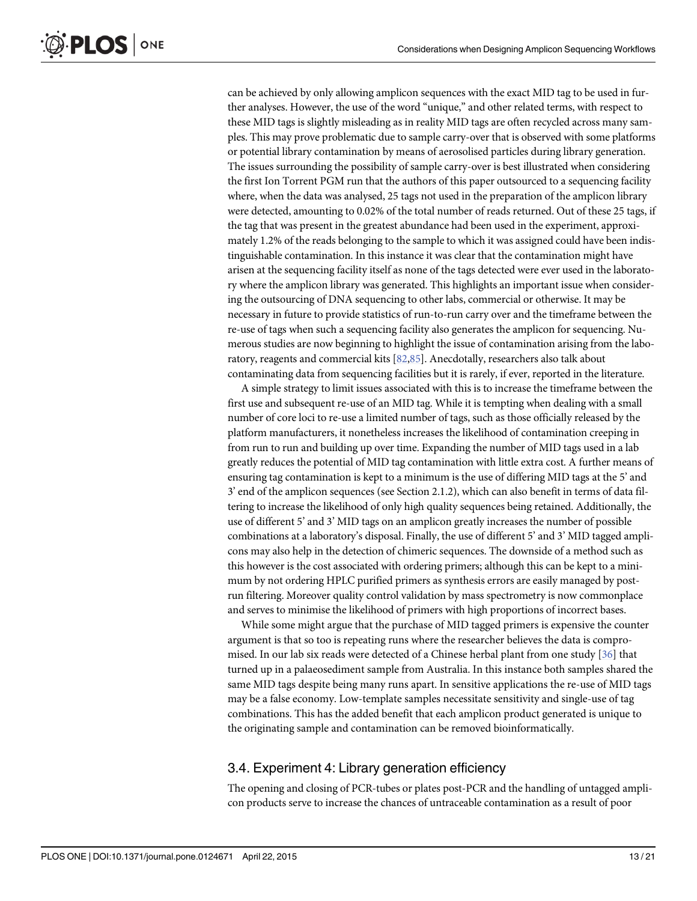can be achieved by only allowing amplicon sequences with the exact MID tag to be used in further analyses. However, the use of the word "unique," and other related terms, with respect to these MID tags is slightly misleading as in reality MID tags are often recycled across many samples. This may prove problematic due to sample carry-over that is observed with some platforms or potential library contamination by means of aerosolised particles during library generation. The issues surrounding the possibility of sample carry-over is best illustrated when considering the first Ion Torrent PGM run that the authors of this paper outsourced to a sequencing facility where, when the data was analysed, 25 tags not used in the preparation of the amplicon library were detected, amounting to 0.02% of the total number of reads returned. Out of these 25 tags, if the tag that was present in the greatest abundance had been used in the experiment, approximately 1.2% of the reads belonging to the sample to which it was assigned could have been indistinguishable contamination. In this instance it was clear that the contamination might have arisen at the sequencing facility itself as none of the tags detected were ever used in the laboratory where the amplicon library was generated. This highlights an important issue when considering the outsourcing of DNA sequencing to other labs, commercial or otherwise. It may be necessary in future to provide statistics of run-to-run carry over and the timeframe between the re-use of tags when such a sequencing facility also generates the amplicon for sequencing. Numerous studies are now beginning to highlight the issue of contamination arising from the laboratory, reagents and commercial kits [82,85]. Anecdotally, researchers also talk about contaminating data from sequencing facilities but it is rarely, if ever, reported in the literature.

A simple strategy to limit issues associated with this is to increase the timeframe between the first use and subsequent re-use of an MID tag. While it is tempting when dealing with a small number of core loci to re-use a limited number of tags, such as those officially released by the platform manufacturers, it nonetheless increases the likelihood of contamination creeping in from run to run and building up over time. Expanding the number of MID tags used in a lab greatly reduces the potential of MID tag contamination with little extra cost. A further means of ensuring tag contamination is kept to a minimum is the use of differing MID tags at the 5' and 3' end of the amplicon sequences (see Section 2.1.2), which can also benefit in terms of data filtering to increase the likelihood of only high quality sequences being retained. Additionally, the use of different 5' and 3' MID tags on an amplicon greatly increases the number of possible combinations at a laboratory's disposal. Finally, the use of different 5' and 3' MID tagged amplicons may also help in the detection of chimeric sequences. The downside of a method such as this however is the cost associated with ordering primers; although this can be kept to a minimum by not ordering HPLC purified primers as synthesis errors are easily managed by post-run filtering. Moreover quality control validation by mass spectrometry is now commonplace and serves to minimise the likelihood of primers with high proportions of incorrect bases.

While some might argue that the purchase of MID tagged primers is expensive the counter argument is that so too is repeating runs where the researcher believes the data is compromised. In our lab six reads were detected of a Chinese herbal plant from one study [36] that turned up in a palaeosediment sample from Australia. In this instance both samples shared the same MID tags despite being many runs apart. In sensitive applications the re-use of MID tags may be a false economy. Low-template samples necessitate sensitivity and single-use of tag combinations. This has the added benefit that each amplicon product generated is unique to the originating sample and contamination can be removed bioinformatically.

## 3.4. Experiment 4: Library generation efficiency

The opening and closing of PCR-tubes or plates post-PCR and the handling of untagged amplicon products serve to increase the chances of untraceable contamination as a result of poor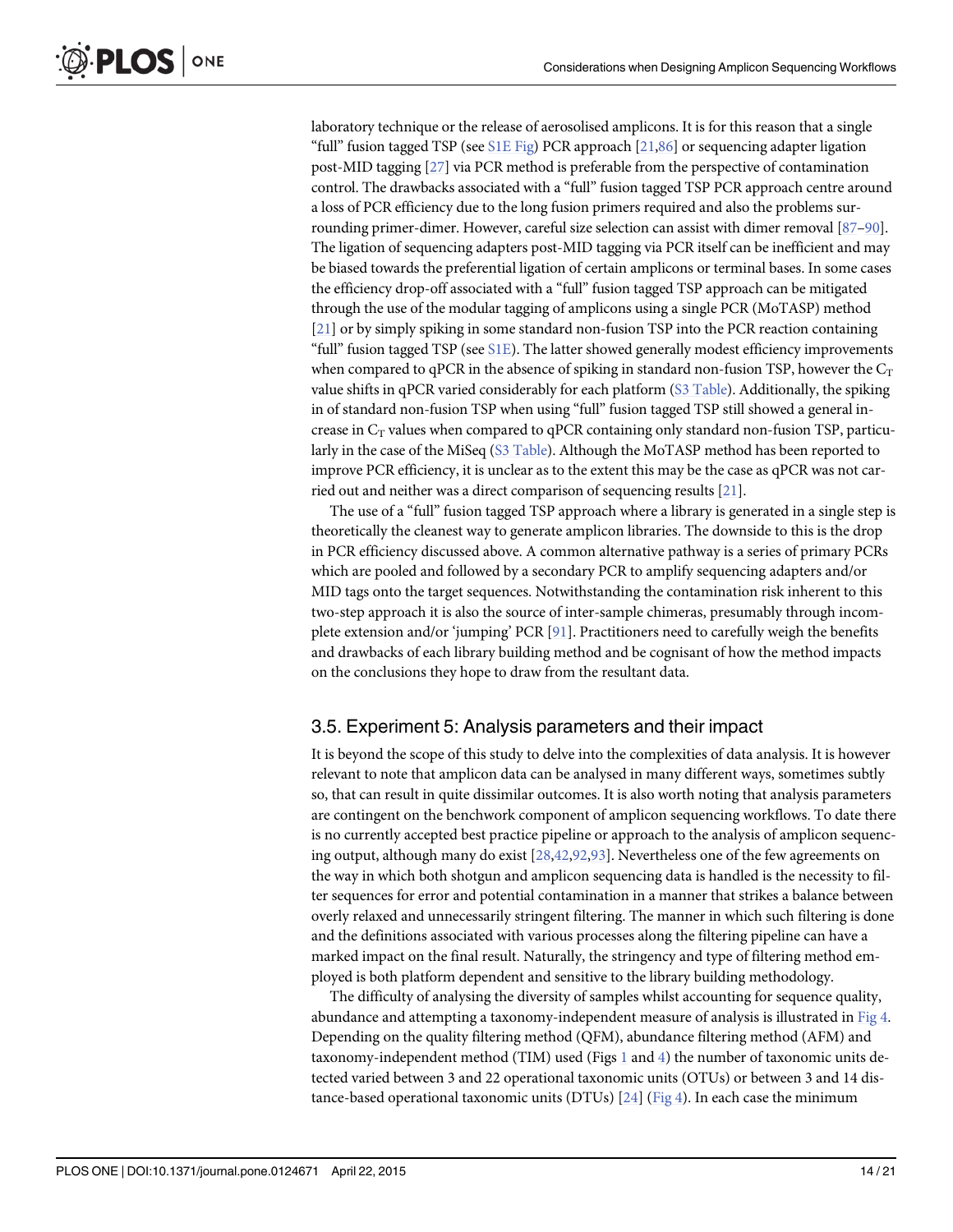laboratory technique or the release of aerosolised amplicons. It is for this reason that a single "full" fusion tagged TSP (see S1E Fig) PCR approach [21,86] or sequencing adapter ligation post-MID tagging [27] via PCR method is preferable from the perspective of contamination control. The drawbacks associated with a "full" fusion tagged TSP PCR approach centre around a loss of PCR efficiency due to the long fusion primers required and also the problems surrounding primer-dimer. However, careful size selection can assist with dimer removal [87–90]. The ligation of sequencing adapters post-MID tagging via PCR itself can be inefficient and may be biased towards the preferential ligation of certain amplicons or terminal bases. In some cases the efficiency drop-off associated with a "full" fusion tagged TSP approach can be mitigated through the use of the modular tagging of amplicons using a single PCR (MoTASP) method [21] or by simply spiking in some standard non-fusion TSP into the PCR reaction containing "full" fusion tagged TSP (see S1E). The latter showed generally modest efficiency improvements when compared to qPCR in the absence of spiking in standard non-fusion TSP, however the $C_T$ value shifts in qPCR varied considerably for each platform (S3 Table). Additionally, the spiking in of standard non-fusion TSP when using "full" fusion tagged TSP still showed a general increase in $C_T$ values when compared to qPCR containing only standard non-fusion TSP, particularly in the case of the MiSeq (S3 Table). Although the MoTASP method has been reported to improve PCR efficiency, it is unclear as to the extent this may be the case as qPCR was not carried out and neither was a direct comparison of sequencing results [21].

The use of a "full" fusion tagged TSP approach where a library is generated in a single step is theoretically the cleanest way to generate amplicon libraries. The downside to this is the drop in PCR efficiency discussed above. A common alternative pathway is a series of primary PCRs which are pooled and followed by a secondary PCR to amplify sequencing adapters and/or MID tags onto the target sequences. Notwithstanding the contamination risk inherent to this two-step approach it is also the source of inter-sample chimeras, presumably through incomplete extension and/or 'jumping' PCR [91]. Practitioners need to carefully weigh the benefits and drawbacks of each library building method and be cognisant of how the method impacts on the conclusions they hope to draw from the resultant data.

## 3.5. Experiment 5: Analysis parameters and their impact

It is beyond the scope of this study to delve into the complexities of data analysis. It is however relevant to note that amplicon data can be analysed in many different ways, sometimes subtly so, that can result in quite dissimilar outcomes. It is also worth noting that analysis parameters are contingent on the benchwork component of amplicon sequencing workflows. To date there is no currently accepted best practice pipeline or approach to the analysis of amplicon sequencing output, although many do exist [28,42,92,93]. Nevertheless one of the few agreements on the way in which both shotgun and amplicon sequencing data is handled is the necessity to filter sequences for error and potential contamination in a manner that strikes a balance between overly relaxed and unnecessarily stringent filtering. The manner in which such filtering is done and the definitions associated with various processes along the filtering pipeline can have a marked impact on the final result. Naturally, the stringency and type of filtering method employed is both platform dependent and sensitive to the library building methodology.

The difficulty of analysing the diversity of samples whilst accounting for sequence quality, abundance and attempting a taxonomy-independent measure of analysis is illustrated in Fig 4. Depending on the quality filtering method (QFM), abundance filtering method (AFM) and taxonomy-independent method (TIM) used (Figs 1 and 4) the number of taxonomic units detected varied between 3 and 22 operational taxonomic units (OTUs) or between 3 and 14 distance-based operational taxonomic units (DTUs) [24] (Fig 4). In each case the minimum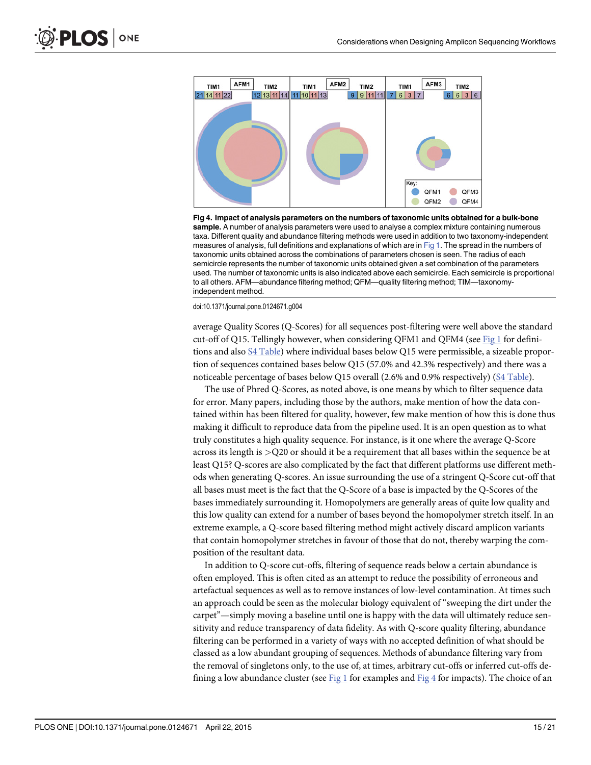**Fig 4. Impact of analysis parameters on the numbers of taxonomic units obtained for a bulk-bone sample.** A number of analysis parameters were used to analyse a complex mixture containing numerous taxa. Different quality and abundance filtering methods were used in addition to two taxonomy-independent measures of analysis, full definitions and explanations of which are in Fig 1. The spread in the numbers of taxonomic units obtained across the combinations of parameters chosen is seen. The radius of each semicircle represents the number of taxonomic units obtained given a set combination of the parameters used. The number of taxonomic units is also indicated above each semicircle. Each semicircle is proportional to all others. AFM—abundance filtering method; QFM—quality filtering method; TIM—taxonomy-independent method.

doi:10.1371/journal.pone.0124671.g004

average Quality Scores (Q-Scores) for all sequences post-filtering were well above the standard cut-off of Q15. Tellingly however, when considering QFM1 and QFM4 (see Fig 1 for definitions and also S4 Table) where individual bases below Q15 were permissible, a sizeable proportion of sequences contained bases below Q15 (57.0% and 42.3% respectively) and there was a noticeable percentage of bases below Q15 overall (2.6% and 0.9% respectively) (S4 Table).

The use of Phred Q-Scores, as noted above, is one means by which to filter sequence data for error. Many papers, including those by the authors, make mention of how the data contained within has been filtered for quality, however, few make mention of how this is done thus making it difficult to reproduce data from the pipeline used. It is an open question as to what truly constitutes a high quality sequence. For instance, is it one where the average Q-Score across its length is >Q20 or should it be a requirement that all bases within the sequence be at least Q15? Q-scores are also complicated by the fact that different platforms use different methods when generating Q-scores. An issue surrounding the use of a stringent Q-Score cut-off that all bases must meet is the fact that the Q-Score of a base is impacted by the Q-Scores of the bases immediately surrounding it. Homopolymers are generally areas of quite low quality and this low quality can extend for a number of bases beyond the homopolymer stretch itself. In an extreme example, a Q-score based filtering method might actively discard amplicon variants that contain homopolymer stretches in favour of those that do not, thereby warping the composition of the resultant data.

In addition to Q-score cut-offs, filtering of sequence reads below a certain abundance is often employed. This is often cited as an attempt to reduce the possibility of erroneous and artefactual sequences as well as to remove instances of low-level contamination. At times such an approach could be seen as the molecular biology equivalent of "sweeping the dirt under the carpet"—simply moving a baseline until one is happy with the data will ultimately reduce sensitivity and reduce transparency of data fidelity. As with Q-score quality filtering, abundance filtering can be performed in a variety of ways with no accepted definition of what should be classed as a low abundant grouping of sequences. Methods of abundance filtering vary from the removal of singletons only, to the use of, at times, arbitrary cut-offs or inferred cut-offs defining a low abundance cluster (see Fig 1 for examples and Fig 4 for impacts). The choice of an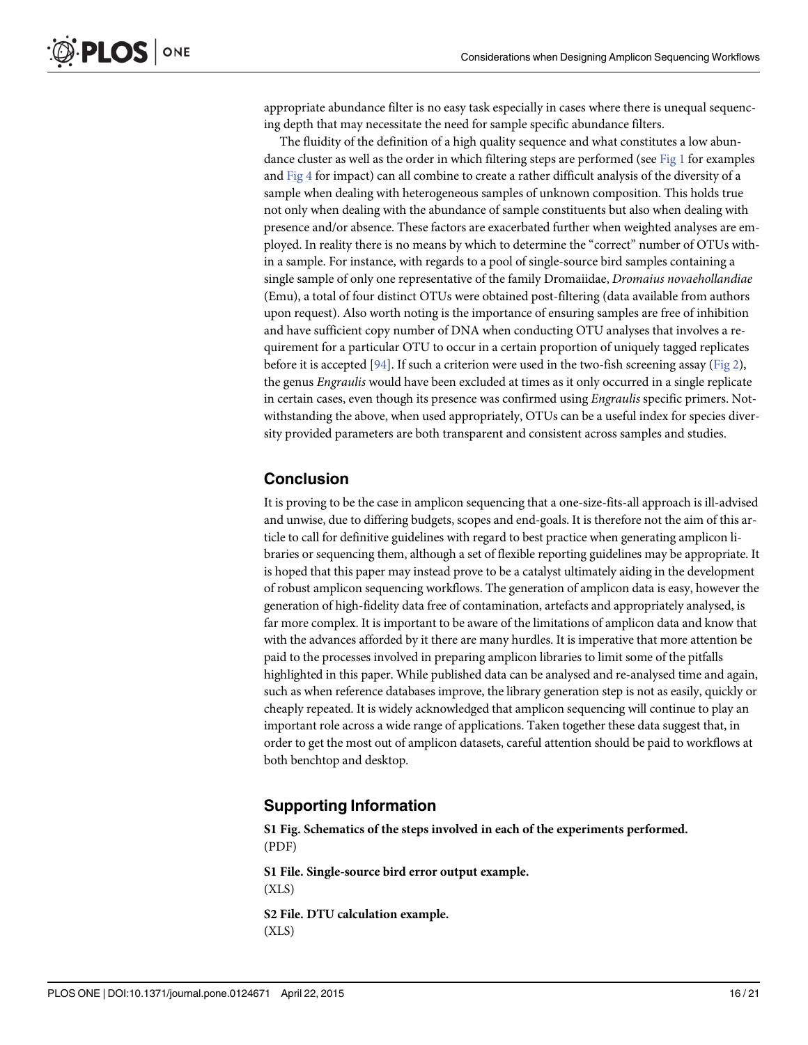appropriate abundance filter is no easy task especially in cases where there is unequal sequencing depth that may necessitate the need for sample specific abundance filters.

The fluidity of the definition of a high quality sequence and what constitutes a low abundance cluster as well as the order in which filtering steps are performed (see Fig 1 for examples and Fig 4 for impact) can all combine to create a rather difficult analysis of the diversity of a sample when dealing with heterogeneous samples of unknown composition. This holds true not only when dealing with the abundance of sample constituents but also when dealing with presence and/or absence. These factors are exacerbated further when weighted analyses are employed. In reality there is no means by which to determine the "correct" number of OTUs within a sample. For instance, with regards to a pool of single-source bird samples containing a single sample of only one representative of the family Dromaiidae, *Dromaius novaehollandiae* (Emu), a total of four distinct OTUs were obtained post-filtering (data available from authors upon request). Also worth noting is the importance of ensuring samples are free of inhibition and have sufficient copy number of DNA when conducting OTU analyses that involves a requirement for a particular OTU to occur in a certain proportion of uniquely tagged replicates before it is accepted [94]. If such a criterion were used in the two-fish screening assay (Fig 2), the genus *Engraulis* would have been excluded at times as it only occurred in a single replicate in certain cases, even though its presence was confirmed using *Engraulis* specific primers. Notwithstanding the above, when used appropriately, OTUs can be a useful index for species diversity provided parameters are both transparent and consistent across samples and studies.

## Conclusion

It is proving to be the case in amplicon sequencing that a one-size-fits-all approach is ill-advised and unwise, due to differing budgets, scopes and end-goals. It is therefore not the aim of this article to call for definitive guidelines with regard to best practice when generating amplicon libraries or sequencing them, although a set of flexible reporting guidelines may be appropriate. It is hoped that this paper may instead prove to be a catalyst ultimately aiding in the development of robust amplicon sequencing workflows. The generation of amplicon data is easy, however the generation of high-fidelity data free of contamination, artefacts and appropriately analysed, is far more complex. It is important to be aware of the limitations of amplicon data and know that with the advances afforded by it there are many hurdles. It is imperative that more attention be paid to the processes involved in preparing amplicon libraries to limit some of the pitfalls highlighted in this paper. While published data can be analysed and re-analysed time and again, such as when reference databases improve, the library generation step is not as easily, quickly or cheaply repeated. It is widely acknowledged that amplicon sequencing will continue to play an important role across a wide range of applications. Taken together these data suggest that, in order to get the most out of amplicon datasets, careful attention should be paid to workflows at both benchtop and desktop.

## Supporting Information

**S1 Fig. Schematics of the steps involved in each of the experiments performed.**
(PDF)

**S1 File. Single-source bird error output example.**
(XLS)

**S2 File. DTU calculation example.**
(XLS)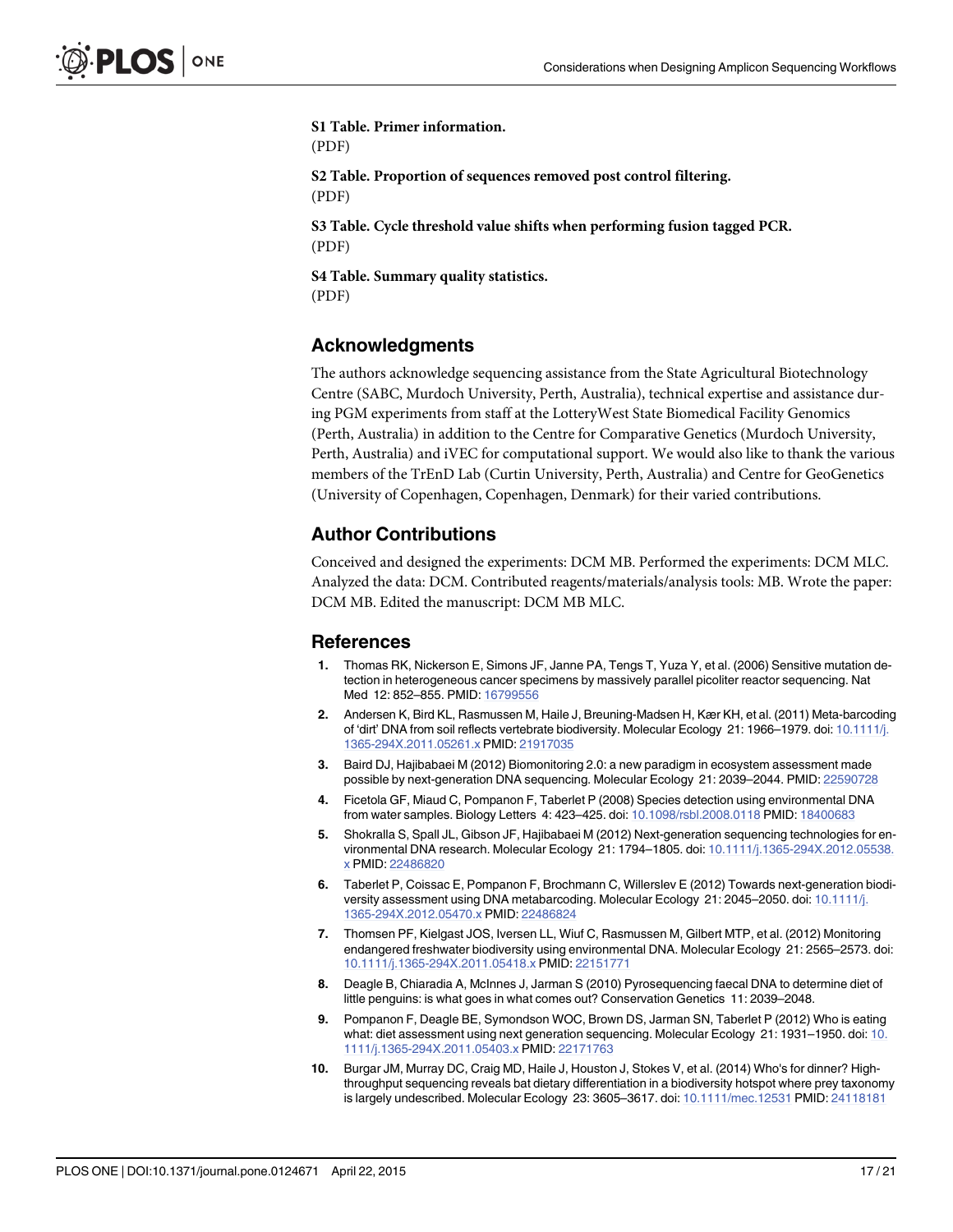**S1 Table. Primer information.**
(PDF)

**S2 Table. Proportion of sequences removed post control filtering.**
(PDF)

**S3 Table. Cycle threshold value shifts when performing fusion tagged PCR.**
(PDF)

**S4 Table. Summary quality statistics.**
(PDF)

## Acknowledgments

The authors acknowledge sequencing assistance from the State Agricultural Biotechnology Centre (SABC, Murdoch University, Perth, Australia), technical expertise and assistance during PGM experiments from staff at the LotteryWest State Biomedical Facility Genomics (Perth, Australia) in addition to the Centre for Comparative Genetics (Murdoch University, Perth, Australia) and iVEC for computational support. We would also like to thank the various members of the TrEnD Lab (Curtin University, Perth, Australia) and Centre for GeoGenetics (University of Copenhagen, Copenhagen, Denmark) for their varied contributions.

## Author Contributions

Conceived and designed the experiments: DCM MB. Performed the experiments: DCM MLC. Analyzed the data: DCM. Contributed reagents/materials/analysis tools: MB. Wrote the paper: DCM MB. Edited the manuscript: DCM MB MLC.

## References

1. Thomas RK, Nickerson E, Simons JF, Janne PA, Tengs T, Yuza Y, et al. (2006) Sensitive mutation detection in heterogeneous cancer specimens by massively parallel picoliter reactor sequencing. Nat Med 12: 852–855. PMID: 16799556
2. Andersen K, Bird KL, Rasmussen M, Haile J, Breuning-Madsen H, Kær KH, et al. (2011) Meta-barcoding of 'dirt' DNA from soil reflects vertebrate biodiversity. Molecular Ecology 21: 1966–1979. doi: 10.1111/j.1365-294X.2011.05261.x PMID: 21917035
3. Baird DJ, Hajibabaei M (2012) Biomonitoring 2.0: a new paradigm in ecosystem assessment made possible by next-generation DNA sequencing. Molecular Ecology 21: 2039–2044. PMID: 22590728
4. Ficetola GF, Miaud C, Pompanon F, Taberlet P (2008) Species detection using environmental DNA from water samples. Biology Letters 4: 423–425. doi: 10.1098/rsbl.2008.0118 PMID: 18400683
5. Shokralla S, Spall JL, Gibson JF, Hajibabaei M (2012) Next-generation sequencing technologies for environmental DNA research. Molecular Ecology 21: 1794–1805. doi: 10.1111/j.1365-294X.2012.05538.x PMID: 22486820
6. Taberlet P, Coissac E, Pompanon F, Brochmann C, Willerslev E (2012) Towards next-generation biodiversity assessment using DNA metabarcoding. Molecular Ecology 21: 2045–2050. doi: 10.1111/j.1365-294X.2012.05470.x PMID: 22486824
7. Thomsen PF, Kielgast JOS, Iversen LL, Wiuf C, Rasmussen M, Gilbert MTP, et al. (2012) Monitoring endangered freshwater biodiversity using environmental DNA. Molecular Ecology 21: 2565–2573. doi: 10.1111/j.1365-294X.2011.05418.x PMID: 22151771
8. Deagle B, Chiaradia A, McInnes J, Jarman S (2010) Pyrosequencing faecal DNA to determine diet of little penguins: is what goes in what comes out? Conservation Genetics 11: 2039–2048.
9. Pompanon F, Deagle BE, Symondson WOC, Brown DS, Jarman SN, Taberlet P (2012) Who is eating what: diet assessment using next generation sequencing. Molecular Ecology 21: 1931–1950. doi: 10.1111/j.1365-294X.2011.05403.x PMID: 22171763
10. Burgar JM, Murray DC, Craig MD, Haile J, Houston J, Stokes V, et al. (2014) Who's for dinner? High-throughput sequencing reveals bat dietary differentiation in a biodiversity hotspot where prey taxonomy is largely undescribed. Molecular Ecology 23: 3605–3617. doi: 10.1111/mec.12531 PMID: 24118181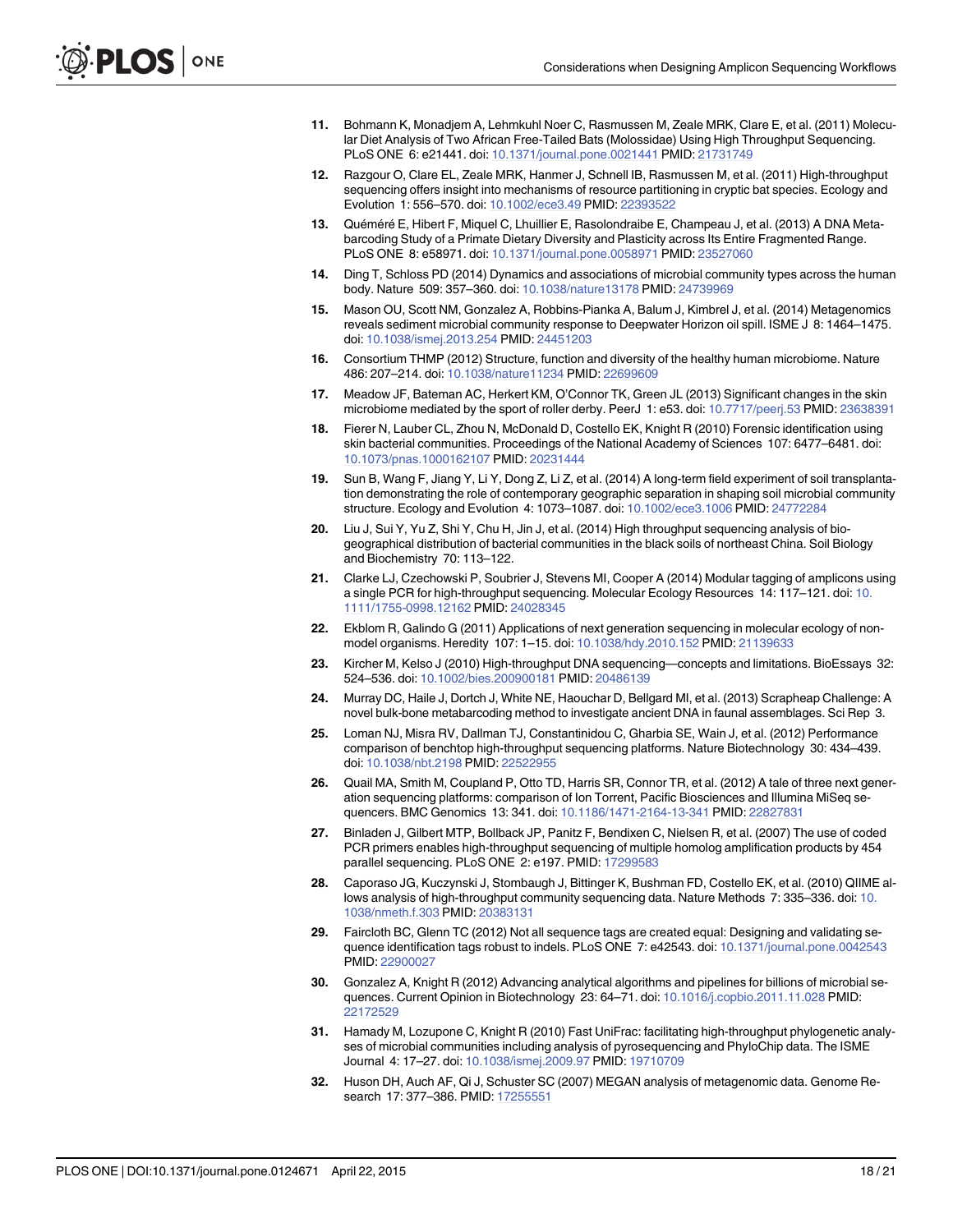11. Bohmann K, Monadjem A, Lehmkuhl Noer C, Rasmussen M, Zeale MRK, Clare E, et al. (2011) Molecular Diet Analysis of Two African Free-Tailed Bats (Molossidae) Using High Throughput Sequencing. PLoS ONE 6: e21441. doi: 10.1371/journal.pone.0021441 PMID: 21731749

12. Razgour O, Clare EL, Zeale MRK, Hanmer J, Schnell IB, Rasmussen M, et al. (2011) High-throughput sequencing offers insight into mechanisms of resource partitioning in cryptic bat species. Ecology and Evolution 1: 556–570. doi: 10.1002/ece3.49 PMID: 22393522

13. Quéméré E, Hibert F, Miquel C, Lhuillier E, Rasolondraibe E, Champeau J, et al. (2013) A DNA Metabarcoding Study of a Primate Dietary Diversity and Plasticity across Its Entire Fragmented Range. PLoS ONE 8: e58971. doi: 10.1371/journal.pone.0058971 PMID: 23527060

14. Ding T, Schloss PD (2014) Dynamics and associations of microbial community types across the human body. Nature 509: 357–360. doi: 10.1038/nature13178 PMID: 24739969

15. Mason OU, Scott NM, Gonzalez A, Robbins-Pianka A, Balum J, Kimbrel J, et al. (2014) Metagenomics reveals sediment microbial community response to Deepwater Horizon oil spill. ISME J 8: 1464–1475. doi: 10.1038/ismej.2013.254 PMID: 24451203

16. Consortium THMP (2012) Structure, function and diversity of the healthy human microbiome. Nature 486: 207–214. doi: 10.1038/nature11234 PMID: 22699609

17. Meadow JF, Bateman AC, Herkert KM, O'Connor TK, Green JL (2013) Significant changes in the skin microbiome mediated by the sport of roller derby. PeerJ 1: e53. doi: 10.7717/peerj.53 PMID: 23638391

18. Fierer N, Lauber CL, Zhou N, McDonald D, Costello EK, Knight R (2010) Forensic identification using skin bacterial communities. Proceedings of the National Academy of Sciences 107: 6477–6481. doi: 10.1073/pnas.1000162107 PMID: 20231444

19. Sun B, Wang F, Jiang Y, Li Y, Dong Z, Li Z, et al. (2014) A long-term field experiment of soil transplantation demonstrating the role of contemporary geographic separation in shaping soil microbial community structure. Ecology and Evolution 4: 1073–1087. doi: 10.1002/ece3.1006 PMID: 24772284

20. Liu J, Sui Y, Yu Z, Shi Y, Chu H, Jin J, et al. (2014) High throughput sequencing analysis of biogeographical distribution of bacterial communities in the black soils of northeast China. Soil Biology and Biochemistry 70: 113–122.

21. Clarke LJ, Czechowski P, Soubrier J, Stevens MI, Cooper A (2014) Modular tagging of amplicons using a single PCR for high-throughput sequencing. Molecular Ecology Resources 14: 117–121. doi: 10.1111/1755-0998.12162 PMID: 24028345

22. Ekblom R, Galindo G (2011) Applications of next generation sequencing in molecular ecology of non-model organisms. Heredity 107: 1–15. doi: 10.1038/hdy.2010.152 PMID: 21139633

23. Kircher M, Kelso J (2010) High-throughput DNA sequencing—concepts and limitations. BioEssays 32: 524–536. doi: 10.1002/bies.200900181 PMID: 20486139

24. Murray DC, Haile J, Dortch J, White NE, Haouchar D, Bellgard MI, et al. (2013) Scrapheap Challenge: A novel bulk-bone metabarcoding method to investigate ancient DNA in faunal assemblages. Sci Rep 3.

25. Loman NJ, Misra RV, Dallman TJ, Constantinidou C, Gharbia SE, Wain J, et al. (2012) Performance comparison of benchtop high-throughput sequencing platforms. Nature Biotechnology 30: 434–439. doi: 10.1038/nbt.2198 PMID: 22522955

26. Quail MA, Smith M, Coupland P, Otto TD, Harris SR, Connor TR, et al. (2012) A tale of three next generation sequencing platforms: comparison of Ion Torrent, Pacific Biosciences and Illumina MiSeq sequencers. BMC Genomics 13: 341. doi: 10.1186/1471-2164-13-341 PMID: 22827831

27. Binladen J, Gilbert MTP, Bollback JP, Panitz F, Bendixen C, Nielsen R, et al. (2007) The use of coded PCR primers enables high-throughput sequencing of multiple homolog amplification products by 454 parallel sequencing. PLoS ONE 2: e197. PMID: 17299583

28. Caporaso JG, Kuczynski J, Stombaugh J, Bittinger K, Bushman FD, Costello EK, et al. (2010) QIIME allows analysis of high-throughput community sequencing data. Nature Methods 7: 335–336. doi: 10.1038/nmeth.f.303 PMID: 20383131

29. Faircloth BC, Glenn TC (2012) Not all sequence tags are created equal: Designing and validating sequence identification tags robust to indels. PLoS ONE 7: e42543. doi: 10.1371/journal.pone.0042543 PMID: 22900027

30. Gonzalez A, Knight R (2012) Advancing analytical algorithms and pipelines for billions of microbial sequences. Current Opinion in Biotechnology 23: 64–71. doi: 10.1016/j.copbio.2011.11.028 PMID: 22172529

31. Hamady M, Lozupone C, Knight R (2010) Fast UniFrac: facilitating high-throughput phylogenetic analyses of microbial communities including analysis of pyrosequencing and PhyloChip data. The ISME Journal 4: 17–27. doi: 10.1038/ismej.2009.97 PMID: 19710709

32. Huson DH, Auch AF, Qi J, Schuster SC (2007) MEGAN analysis of metagenomic data. Genome Research 17: 377–386. PMID: 17255551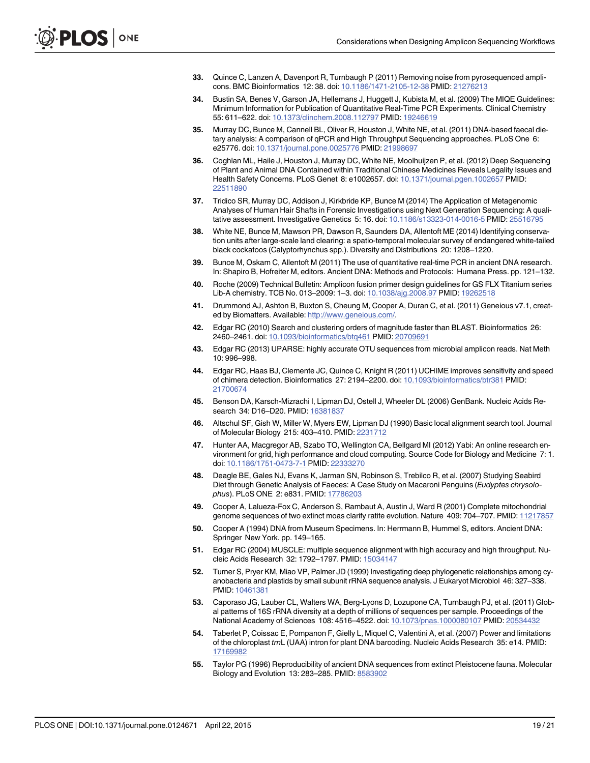33. Quince C, Lanzen A, Davenport R, Turnbaugh P (2011) Removing noise from pyrosequenced amplicons. BMC Bioinformatics 12: 38. doi: 10.1186/1471-2105-12-38 PMID: 21276213

34. Bustin SA, Benes V, Garson JA, Hellemans J, Huggett J, Kubista M, et al. (2009) The MIQE Guidelines: Minimum Information for Publication of Quantitative Real-Time PCR Experiments. Clinical Chemistry 55: 611–622. doi: 10.1373/clinchem.2008.112797 PMID: 19246619

35. Murray DC, Bunce M, Cannell BL, Oliver R, Houston J, White NE, et al. (2011) DNA-based faecal dietary analysis: A comparison of qPCR and High Throughput Sequencing approaches. PLoS One 6: e25776. doi: 10.1371/journal.pone.0025776 PMID: 21998697

36. Coghlan ML, Haile J, Houston J, Murray DC, White NE, Moolhuijzen P, et al. (2012) Deep Sequencing of Plant and Animal DNA Contained within Traditional Chinese Medicines Reveals Legality Issues and Health Safety Concerns. PLoS Genet 8: e1002657. doi: 10.1371/journal.pgen.1002657 PMID: 22511890

37. Tridico SR, Murray DC, Addison J, Kirkbride KP, Bunce M (2014) The Application of Metagenomic Analyses of Human Hair Shafts in Forensic Investigations using Next Generation Sequencing: A qualitative assessment. Investigative Genetics 5: 16. doi: 10.1186/s13323-014-0016-5 PMID: 25516795

38. White NE, Bunce M, Mawson PR, Dawson R, Saunders DA, Allentoft ME (2014) Identifying conservation units after large-scale land clearing: a spatio-temporal molecular survey of endangered white-tailed black cockatoos (Calyptorhynchus spp.). Diversity and Distributions 20: 1208–1220.

39. Bunce M, Oskam C, Allentoft M (2011) The use of quantitative real-time PCR in ancient DNA research. In: Shapiro B, Hofreiter M, editors. Ancient DNA: Methods and Protocols: Humana Press. pp. 121–132.

40. Roche (2009) Technical Bulletin: Amplicon fusion primer design guidelines for GS FLX Titanium series Lib-A chemistry. TCB No. 013–2009: 1–3. doi: 10.1038/ajg.2008.97 PMID: 19262518

41. Drummond AJ, Ashton B, Buxton S, Cheung M, Cooper A, Duran C, et al. (2011) Geneious v7.1, created by Biomatters. Available: http://www.geneious.com/.

42. Edgar RC (2010) Search and clustering orders of magnitude faster than BLAST. Bioinformatics 26: 2460–2461. doi: 10.1093/bioinformatics/btq461 PMID: 20709691

43. Edgar RC (2013) UPARSE: highly accurate OTU sequences from microbial amplicon reads. Nat Meth 10: 996–998.

44. Edgar RC, Haas BJ, Clemente JC, Quince C, Knight R (2011) UCHIME improves sensitivity and speed of chimera detection. Bioinformatics 27: 2194–2200. doi: 10.1093/bioinformatics/btr381 PMID: 21700674

45. Benson DA, Karsch-Mizrachi I, Lipman DJ, Ostell J, Wheeler DL (2006) GenBank. Nucleic Acids Research 34: D16–D20. PMID: 16381837

46. Altschul SF, Gish W, Miller W, Myers EW, Lipman DJ (1990) Basic local alignment search tool. Journal of Molecular Biology 215: 403–410. PMID: 2231712

47. Hunter AA, Macgregor AB, Szabo TO, Wellington CA, Bellgard MI (2012) Yabi: An online research environment for grid, high performance and cloud computing. Source Code for Biology and Medicine 7: 1. doi: 10.1186/1751-0473-7-1 PMID: 22333270

48. Deagle BE, Gales NJ, Evans K, Jarman SN, Robinson S, Trebilco R, et al. (2007) Studying Seabird Diet through Genetic Analysis of Faeces: A Case Study on Macaroni Penguins (*Eudyptes chrysolophus*). PLoS ONE 2: e831. PMID: 17786203

49. Cooper A, Lalueza-Fox C, Anderson S, Rambaut A, Austin J, Ward R (2001) Complete mitochondrial genome sequences of two extinct moas clarify ratite evolution. Nature 409: 704–707. PMID: 11217857

50. Cooper A (1994) DNA from Museum Specimens. In: Herrmann B, Hummel S, editors. Ancient DNA: Springer New York. pp. 149–165.

51. Edgar RC (2004) MUSCLE: multiple sequence alignment with high accuracy and high throughput. Nucleic Acids Research 32: 1792–1797. PMID: 15034147

52. Turner S, Pryer KM, Miao VP, Palmer JD (1999) Investigating deep phylogenetic relationships among cyanobacteria and plastids by small subunit rRNA sequence analysis. J Eukaryot Microbiol 46: 327–338. PMID: 10461381

53. Caporaso JG, Lauber CL, Walters WA, Berg-Lyons D, Lozupone CA, Turnbaugh PJ, et al. (2011) Global patterns of 16S rRNA diversity at a depth of millions of sequences per sample. Proceedings of the National Academy of Sciences 108: 4516–4522. doi: 10.1073/pnas.1000080107 PMID: 20534432

54. Taberlet P, Coissac E, Pompanon F, Gielly L, Miquel C, Valentini A, et al. (2007) Power and limitations of the chloroplast *trn*L (UAA) intron for plant DNA barcoding. Nucleic Acids Research 35: e14. PMID: 17169982

55. Taylor PG (1996) Reproducibility of ancient DNA sequences from extinct Pleistocene fauna. Molecular Biology and Evolution 13: 283–285. PMID: 8583902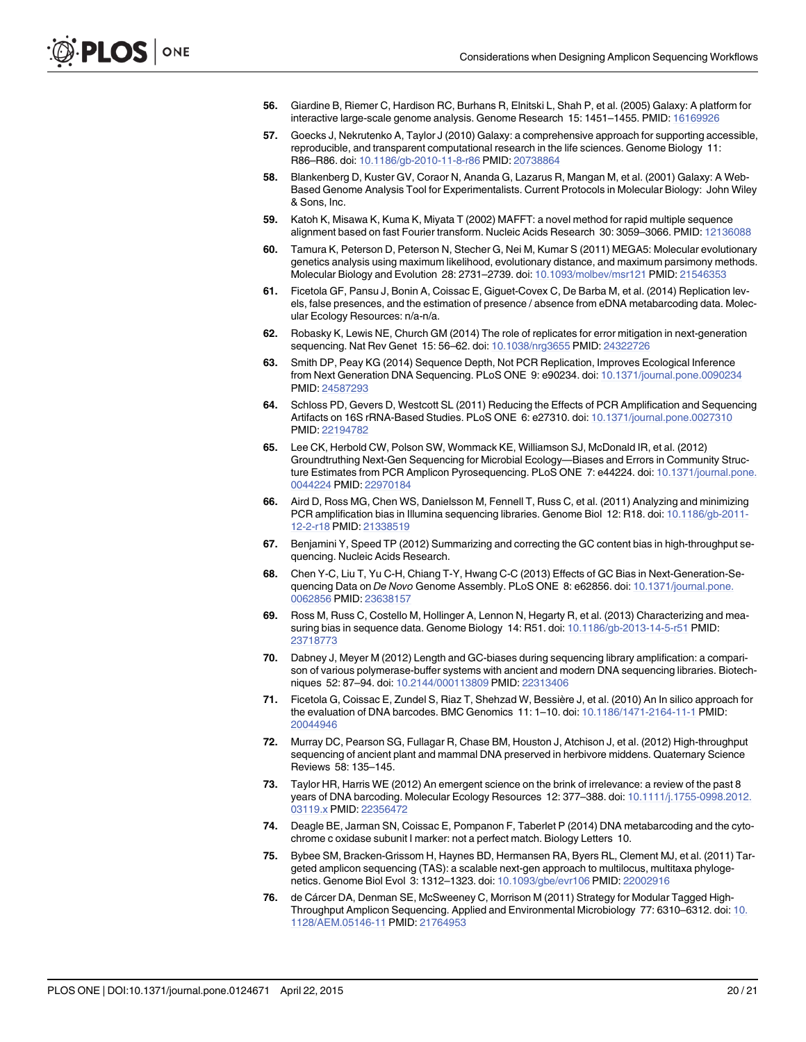56. Giardine B, Riemer C, Hardison RC, Burhans R, Elnitski L, Shah P, et al. (2005) Galaxy: A platform for interactive large-scale genome analysis. Genome Research 15: 1451–1455. PMID: 16169926

57. Goecks J, Nekrutenko A, Taylor J (2010) Galaxy: a comprehensive approach for supporting accessible, reproducible, and transparent computational research in the life sciences. Genome Biology 11: R86–R86. doi: 10.1186/gb-2010-11-8-r86 PMID: 20738864

58. Blankenberg D, Kuster GV, Coraor N, Ananda G, Lazarus R, Mangan M, et al. (2001) Galaxy: A Web-Based Genome Analysis Tool for Experimentalists. Current Protocols in Molecular Biology: John Wiley & Sons, Inc.

59. Katoh K, Misawa K, Kuma K, Miyata T (2002) MAFFT: a novel method for rapid multiple sequence alignment based on fast Fourier transform. Nucleic Acids Research 30: 3059–3066. PMID: 12136088

60. Tamura K, Peterson D, Peterson N, Stecher G, Nei M, Kumar S (2011) MEGA5: Molecular evolutionary genetics analysis using maximum likelihood, evolutionary distance, and maximum parsimony methods. Molecular Biology and Evolution 28: 2731–2739. doi: 10.1093/molbev/msr121 PMID: 21546353

61. Ficetola GF, Pansu J, Bonin A, Coissac E, Giguet-Covex C, De Barba M, et al. (2014) Replication levels, false presences, and the estimation of presence / absence from eDNA metabarcoding data. Molecular Ecology Resources: n/a-n/a.

62. Robasky K, Lewis NE, Church GM (2014) The role of replicates for error mitigation in next-generation sequencing. Nat Rev Genet 15: 56–62. doi: 10.1038/nrg3655 PMID: 24322726

63. Smith DP, Peay KG (2014) Sequence Depth, Not PCR Replication, Improves Ecological Inference from Next Generation DNA Sequencing. PLoS ONE 9: e90234. doi: 10.1371/journal.pone.0090234 PMID: 24587293

64. Schloss PD, Gevers D, Westcott SL (2011) Reducing the Effects of PCR Amplification and Sequencing Artifacts on 16S rRNA-Based Studies. PLoS ONE 6: e27310. doi: 10.1371/journal.pone.0027310 PMID: 22194782

65. Lee CK, Herbold CW, Polson SW, Wommack KE, Williamson SJ, McDonald IR, et al. (2012) Groundtruthing Next-Gen Sequencing for Microbial Ecology—Biases and Errors in Community Structure Estimates from PCR Amplicon Pyrosequencing. PLoS ONE 7: e44224. doi: 10.1371/journal.pone.0044224 PMID: 22970184

66. Aird D, Ross MG, Chen WS, Danielsson M, Fennell T, Russ C, et al. (2011) Analyzing and minimizing PCR amplification bias in Illumina sequencing libraries. Genome Biol 12: R18. doi: 10.1186/gb-2011-12-2-r18 PMID: 21338519

67. Benjamini Y, Speed TP (2012) Summarizing and correcting the GC content bias in high-throughput sequencing. Nucleic Acids Research.

68. Chen Y-C, Liu T, Yu C-H, Chiang T-Y, Hwang C-C (2013) Effects of GC Bias in Next-Generation-Sequencing Data on *De Novo* Genome Assembly. PLoS ONE 8: e62856. doi: 10.1371/journal.pone.0062856 PMID: 23638157

69. Ross M, Russ C, Costello M, Hollinger A, Lennon N, Hegarty R, et al. (2013) Characterizing and measuring bias in sequence data. Genome Biology 14: R51. doi: 10.1186/gb-2013-14-5-r51 PMID: 23718773

70. Dabney J, Meyer M (2012) Length and GC-biases during sequencing library amplification: a comparison of various polymerase-buffer systems with ancient and modern DNA sequencing libraries. Biotechniques 52: 87–94. doi: 10.2144/000113809 PMID: 22313406

71. Ficetola G, Coissac E, Zundel S, Riaz T, Shehzad W, Bessière J, et al. (2010) An In silico approach for the evaluation of DNA barcodes. BMC Genomics 11: 1–10. doi: 10.1186/1471-2164-11-1 PMID: 20044946

72. Murray DC, Pearson SG, Fullagar R, Chase BM, Houston J, Atchison J, et al. (2012) High-throughput sequencing of ancient plant and mammal DNA preserved in herbivore middens. Quaternary Science Reviews 58: 135–145.

73. Taylor HR, Harris WE (2012) An emergent science on the brink of irrelevance: a review of the past 8 years of DNA barcoding. Molecular Ecology Resources 12: 377–388. doi: 10.1111/j.1755-0998.2012.03119.x PMID: 22356472

74. Deagle BE, Jarman SN, Coissac E, Pompanon F, Taberlet P (2014) DNA metabarcoding and the cytochrome c oxidase subunit I marker: not a perfect match. Biology Letters 10.

75. Bybee SM, Bracken-Grissom H, Haynes BD, Hermansen RA, Byers RL, Clement MJ, et al. (2011) Targeted amplicon sequencing (TAS): a scalable next-gen approach to multilocus, multitaxa phylogenetics. Genome Biol Evol 3: 1312–1323. doi: 10.1093/gbe/evr106 PMID: 22002916

76. de Cárcer DA, Denman SE, McSweeney C, Morrison M (2011) Strategy for Modular Tagged High-Throughput Amplicon Sequencing. Applied and Environmental Microbiology 77: 6310–6312. doi: 10.1128/AEM.05146-11 PMID: 21764953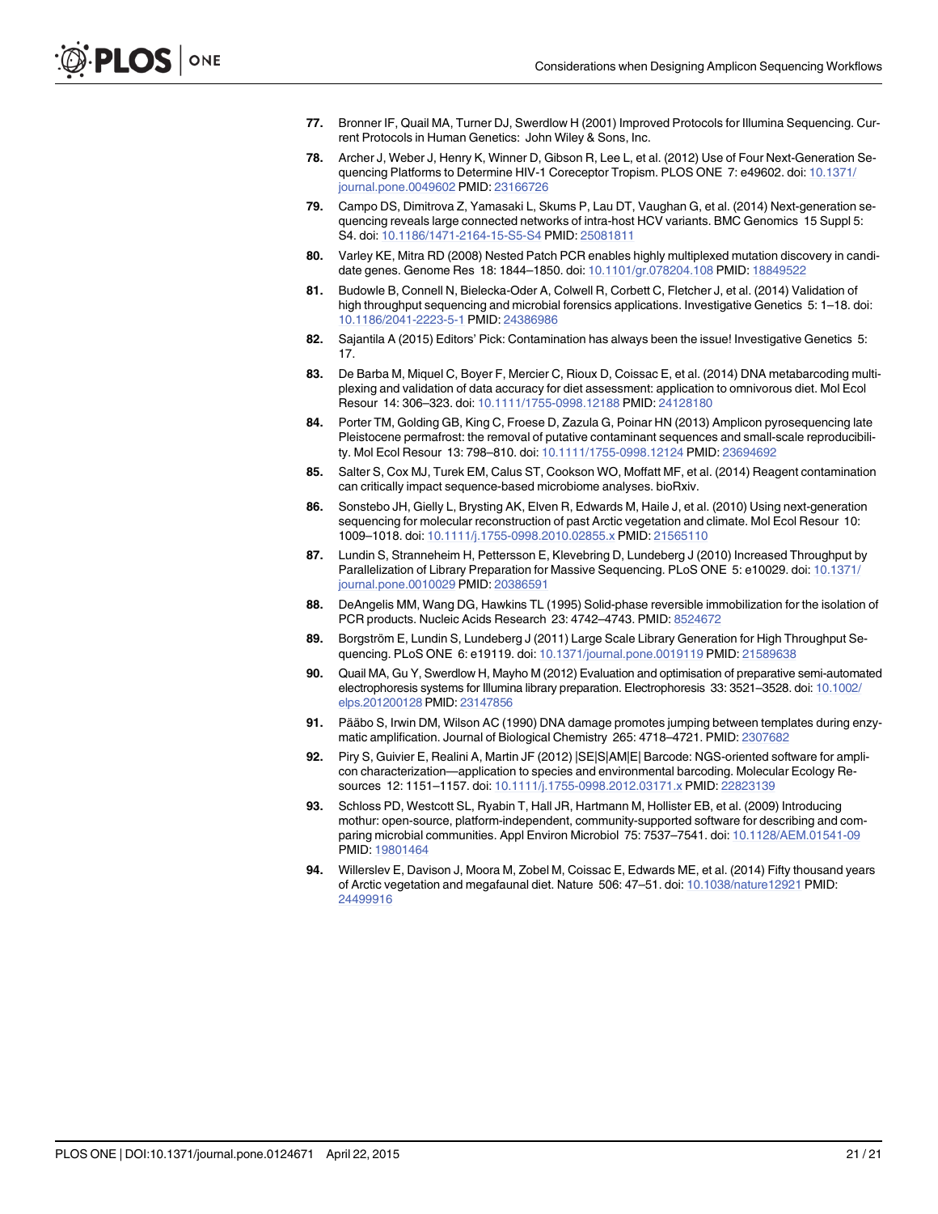77. Bronner IF, Quail MA, Turner DJ, Swerdlow H (2001) Improved Protocols for Illumina Sequencing. Current Protocols in Human Genetics: John Wiley & Sons, Inc.
78. Archer J, Weber J, Henry K, Winner D, Gibson R, Lee L, et al. (2012) Use of Four Next-Generation Sequencing Platforms to Determine HIV-1 Coreceptor Tropism. PLOS ONE 7: e49602. doi: 10.1371/journal.pone.0049602 PMID: 23166726
79. Campo DS, Dimitrova Z, Yamasaki L, Skums P, Lau DT, Vaughan G, et al. (2014) Next-generation sequencing reveals large connected networks of intra-host HCV variants. BMC Genomics 15 Suppl 5: S4. doi: 10.1186/1471-2164-15-S5-S4 PMID: 25081811
80. Varley KE, Mitra RD (2008) Nested Patch PCR enables highly multiplexed mutation discovery in candidate genes. Genome Res 18: 1844–1850. doi: 10.1101/gr.078204.108 PMID: 18849522
81. Budowle B, Connell N, Bielecka-Oder A, Colwell R, Corbett C, Fletcher J, et al. (2014) Validation of high throughput sequencing and microbial forensics applications. Investigative Genetics 5: 1–18. doi: 10.1186/2041-2223-5-1 PMID: 24386986
82. Sajantila A (2015) Editors' Pick: Contamination has always been the issue! Investigative Genetics 5: 17.
83. De Barba M, Miquel C, Boyer F, Mercier C, Rioux D, Coissac E, et al. (2014) DNA metabarcoding multiplexing and validation of data accuracy for diet assessment: application to omnivorous diet. Mol Ecol Resour 14: 306–323. doi: 10.1111/1755-0998.12188 PMID: 24128180
84. Porter TM, Golding GB, King C, Froese D, Zazula G, Poinar HN (2013) Amplicon pyrosequencing late Pleistocene permafrost: the removal of putative contaminant sequences and small-scale reproducibility. Mol Ecol Resour 13: 798–810. doi: 10.1111/1755-0998.12124 PMID: 23694692
85. Salter S, Cox MJ, Turek EM, Calus ST, Cookson WO, Moffatt MF, et al. (2014) Reagent contamination can critically impact sequence-based microbiome analyses. bioRxiv.
86. Sonstebo JH, Gielly L, Brysting AK, Elven R, Edwards M, Haile J, et al. (2010) Using next-generation sequencing for molecular reconstruction of past Arctic vegetation and climate. Mol Ecol Resour 10: 1009–1018. doi: 10.1111/j.1755-0998.2010.02855.x PMID: 21565110
87. Lundin S, Stranneheim H, Pettersson E, Klevebring D, Lundeberg J (2010) Increased Throughput by Parallelization of Library Preparation for Massive Sequencing. PLoS ONE 5: e10029. doi: 10.1371/journal.pone.0010029 PMID: 20386591
88. DeAngelis MM, Wang DG, Hawkins TL (1995) Solid-phase reversible immobilization for the isolation of PCR products. Nucleic Acids Research 23: 4742–4743. PMID: 8524672
89. Borgström E, Lundin S, Lundeberg J (2011) Large Scale Library Generation for High Throughput Sequencing. PLoS ONE 6: e19119. doi: 10.1371/journal.pone.0019119 PMID: 21589638
90. Quail MA, Gu Y, Swerdlow H, Mayho M (2012) Evaluation and optimisation of preparative semi-automated electrophoresis systems for Illumina library preparation. Electrophoresis 33: 3521–3528. doi: 10.1002/elps.201200128 PMID: 23147856
91. Pääbo S, Irwin DM, Wilson AC (1990) DNA damage promotes jumping between templates during enzymatic amplification. Journal of Biological Chemistry 265: 4718–4721. PMID: 2307682
92. Piry S, Guivier E, Realini A, Martin JF (2012) |SE|S|AM|E| Barcode: NGS-oriented software for amplicon characterization—application to species and environmental barcoding. Molecular Ecology Resources 12: 1151–1157. doi: 10.1111/j.1755-0998.2012.03171.x PMID: 22823139
93. Schloss PD, Westcott SL, Ryabin T, Hall JR, Hartmann M, Hollister EB, et al. (2009) Introducing mothur: open-source, platform-independent, community-supported software for describing and comparing microbial communities. Appl Environ Microbiol 75: 7537–7541. doi: 10.1128/AEM.01541-09 PMID: 19801464
94. Willerslev E, Davison J, Moora M, Zobel M, Coissac E, Edwards ME, et al. (2014) Fifty thousand years of Arctic vegetation and megafaunal diet. Nature 506: 47–51. doi: 10.1038/nature12921 PMID: 24499916